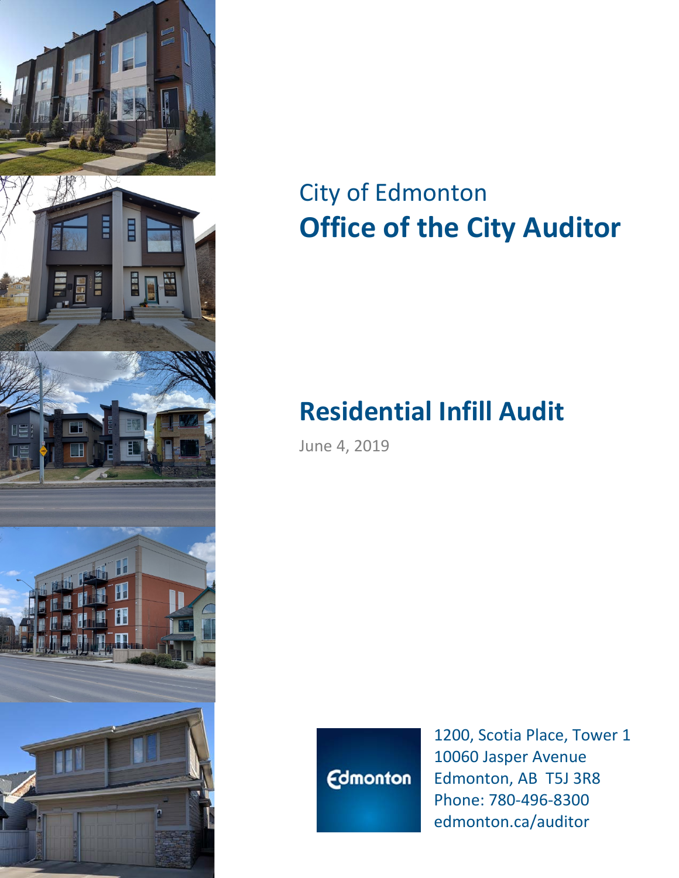City of Edmonton

# Office of the City Auditor

# Residential Infill Audit

June 4, 2019

1200, Scotia Place, Tower 1
10060 Jasper Avenue
Edmonton, AB T5J 3R8
Phone: 780-496-8300
edmonton.ca/auditor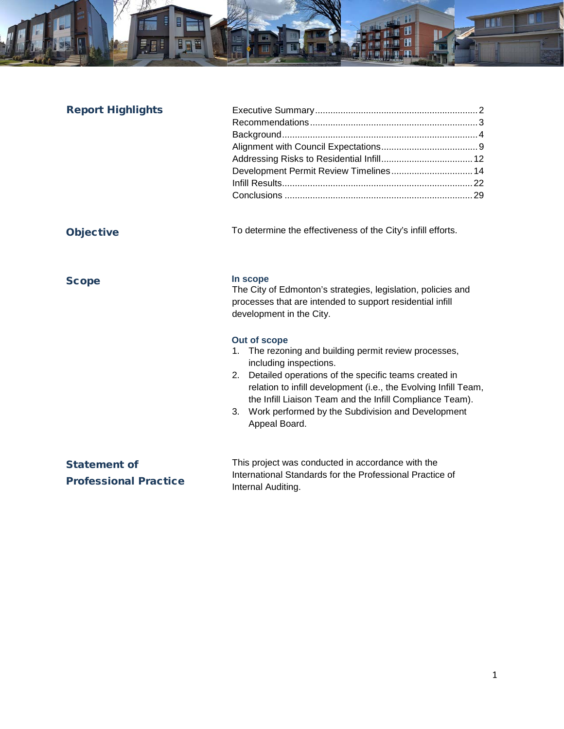## Report Highlights

| | |
|---|---|
| Executive Summary | 2 |
| Recommendations | 3 |
| Background | 4 |
| Alignment with Council Expectations | 9 |
| Addressing Risks to Residential Infill | 12 |
| Development Permit Review Timelines | 14 |
| Infill Results | 22 |
| Conclusions | 29 |

## Objective

To determine the effectiveness of the City's infill efforts.

## Scope

### In scope

The City of Edmonton's strategies, legislation, policies and processes that are intended to support residential infill development in the City.

### Out of scope

1. The rezoning and building permit review processes, including inspections.
2. Detailed operations of the specific teams created in relation to infill development (i.e., the Evolving Infill Team, the Infill Liaison Team and the Infill Compliance Team).
3. Work performed by the Subdivision and Development Appeal Board.

## Statement of Professional Practice

This project was conducted in accordance with the International Standards for the Professional Practice of Internal Auditing.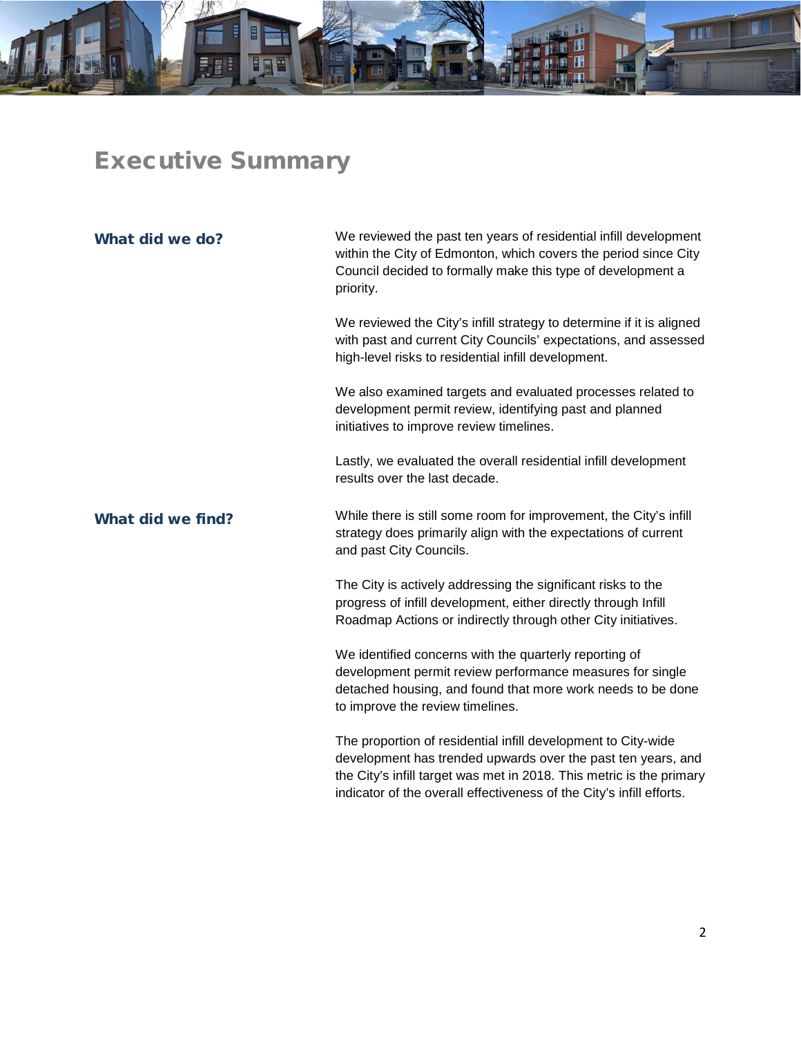# Executive Summary

### What did we do?

We reviewed the past ten years of residential infill development within the City of Edmonton, which covers the period since City Council decided to formally make this type of development a priority.

We reviewed the City's infill strategy to determine if it is aligned with past and current City Councils' expectations, and assessed high-level risks to residential infill development.

We also examined targets and evaluated processes related to development permit review, identifying past and planned initiatives to improve review timelines.

Lastly, we evaluated the overall residential infill development results over the last decade.

### What did we find?

While there is still some room for improvement, the City's infill strategy does primarily align with the expectations of current and past City Councils.

The City is actively addressing the significant risks to the progress of infill development, either directly through Infill Roadmap Actions or indirectly through other City initiatives.

We identified concerns with the quarterly reporting of development permit review performance measures for single detached housing, and found that more work needs to be done to improve the review timelines.

The proportion of residential infill development to City-wide development has trended upwards over the past ten years, and the City's infill target was met in 2018. This metric is the primary indicator of the overall effectiveness of the City's infill efforts.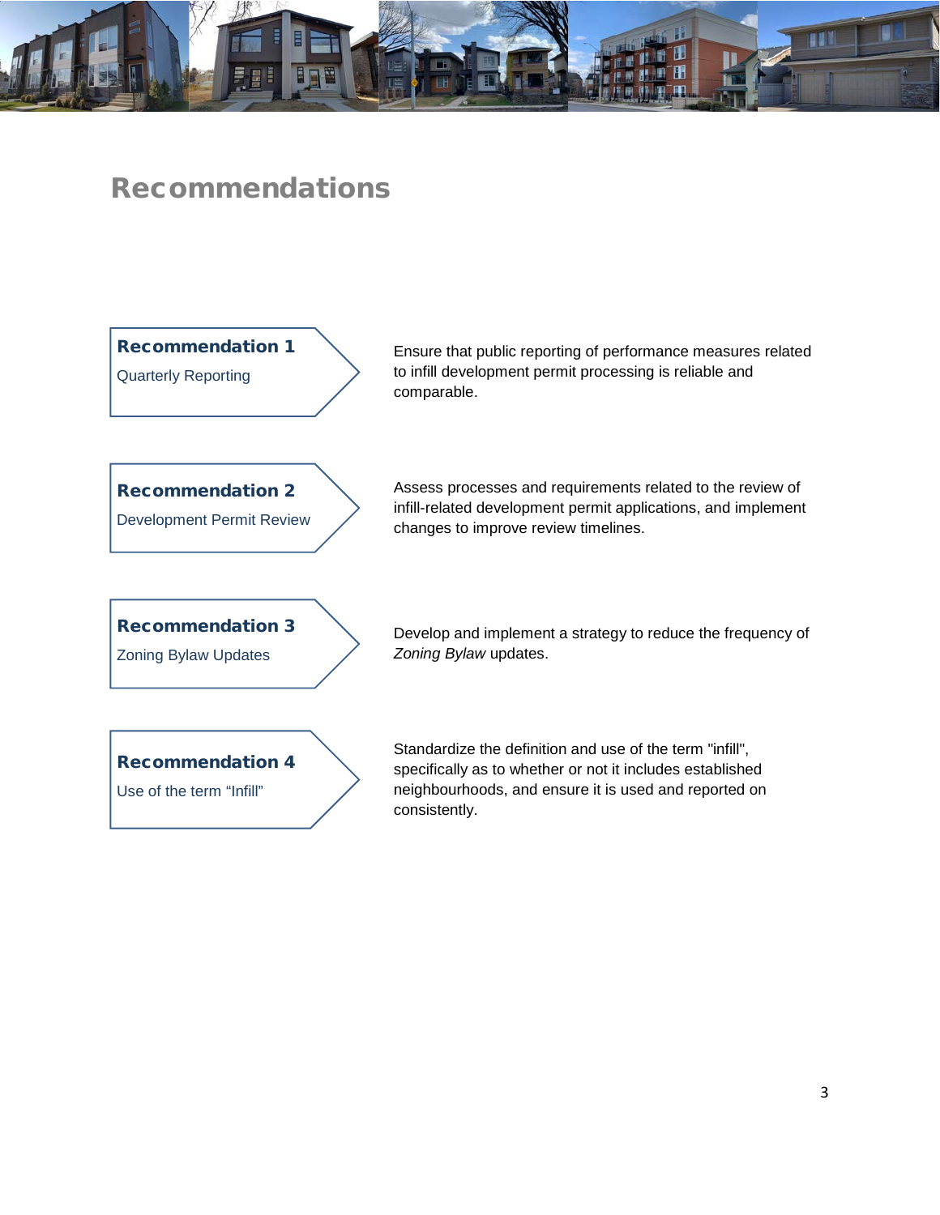# Recommendations

**Recommendation 1**
Quarterly Reporting

Ensure that public reporting of performance measures related to infill development permit processing is reliable and comparable.

**Recommendation 2**
Development Permit Review

Assess processes and requirements related to the review of infill-related development permit applications, and implement changes to improve review timelines.

**Recommendation 3**
Zoning Bylaw Updates

Develop and implement a strategy to reduce the frequency of *Zoning Bylaw* updates.

**Recommendation 4**
Use of the term "Infill"

Standardize the definition and use of the term "infill", specifically as to whether or not it includes established neighbourhoods, and ensure it is used and reported on consistently.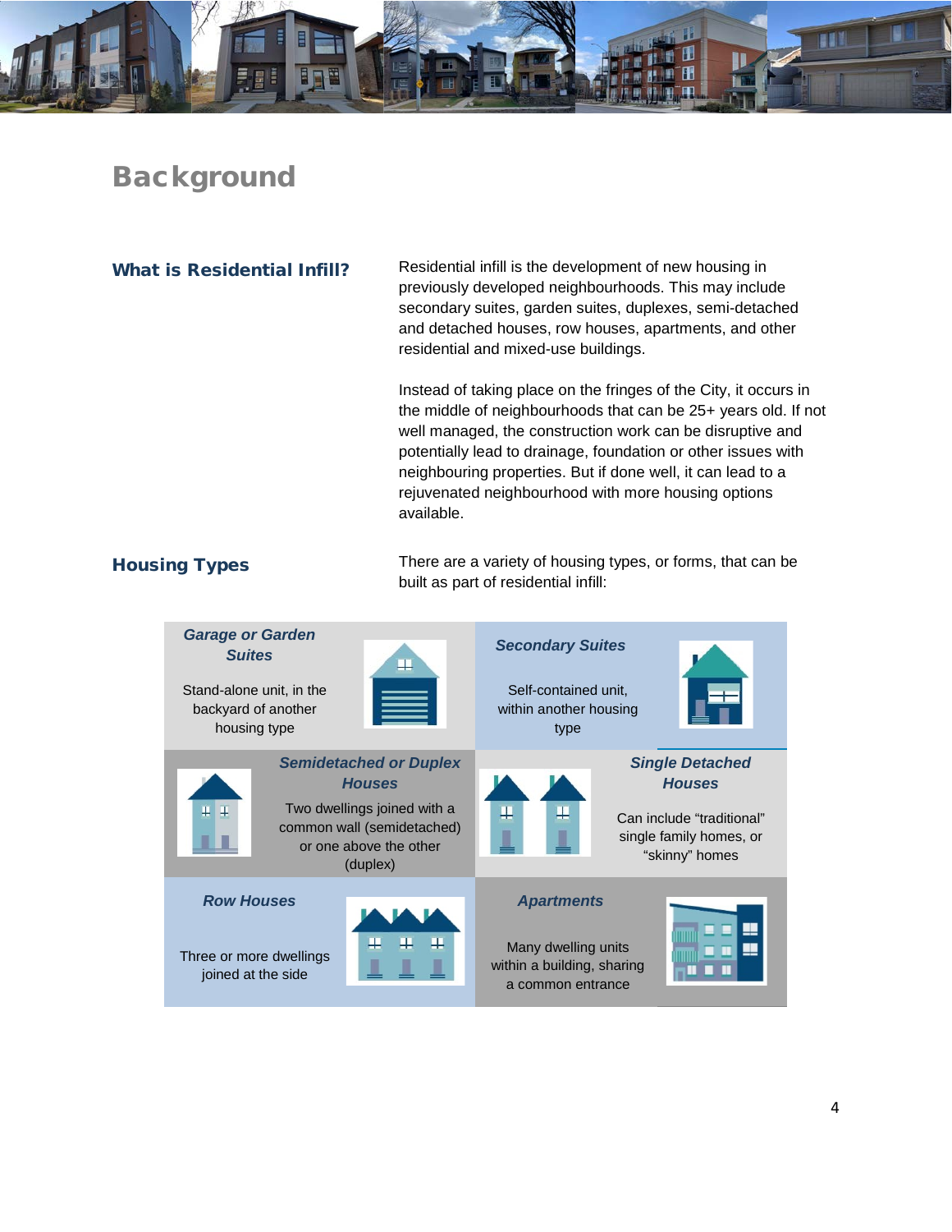# Background

## What is Residential Infill?

Residential infill is the development of new housing in previously developed neighbourhoods. This may include secondary suites, garden suites, duplexes, semi-detached and detached houses, row houses, apartments, and other residential and mixed-use buildings.

Instead of taking place on the fringes of the City, it occurs in the middle of neighbourhoods that can be 25+ years old. If not well managed, the construction work can be disruptive and potentially lead to drainage, foundation or other issues with neighbouring properties. But if done well, it can lead to a rejuvenated neighbourhood with more housing options available.

## Housing Types

There are a variety of housing types, or forms, that can be built as part of residential infill:

***Garage or Garden Suites***

Stand-alone unit, in the backyard of another housing type

***Secondary Suites***

Self-contained unit, within another housing type

***Semidetached or Duplex Houses***

Two dwellings joined with a common wall (semidetached) or one above the other (duplex)

***Single Detached Houses***

Can include “traditional” single family homes, or “skinny” homes

***Row Houses***

Three or more dwellings joined at the side

***Apartments***

Many dwelling units within a building, sharing a common entrance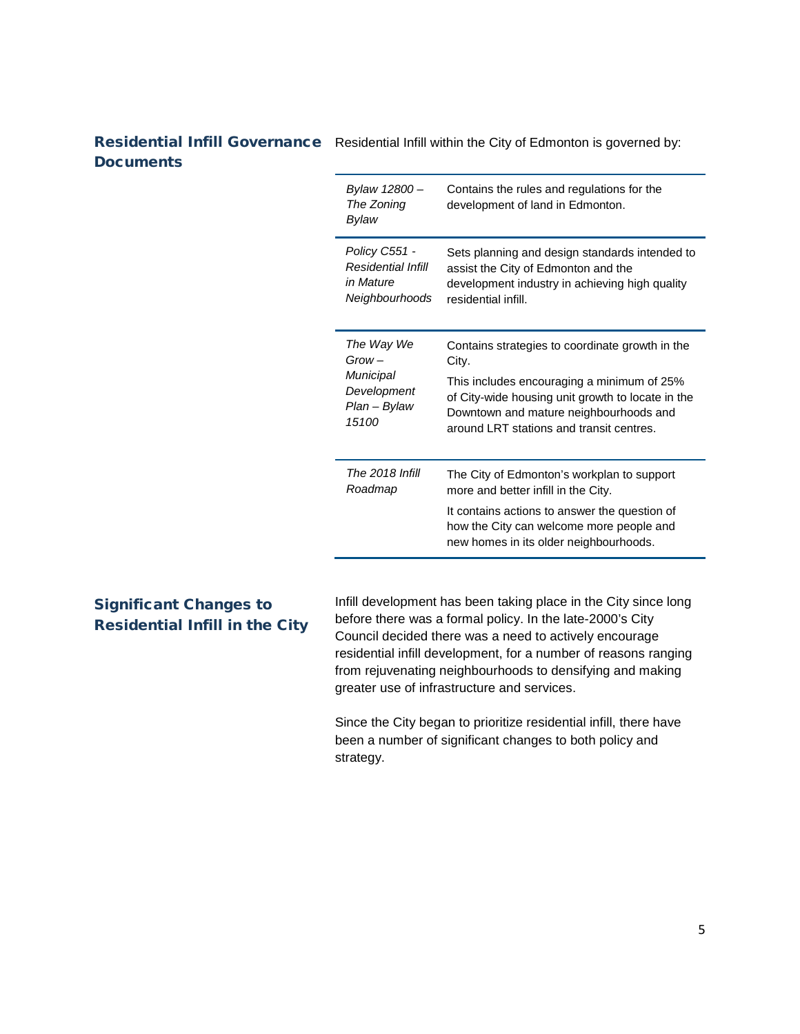## Residential Infill Governance Documents

Residential Infill within the City of Edmonton is governed by:

| | |
|---|---|
| *Bylaw 12800 – The Zoning Bylaw* | Contains the rules and regulations for the development of land in Edmonton. |
| *Policy C551 - Residential Infill in Mature Neighbourhoods* | Sets planning and design standards intended to assist the City of Edmonton and the development industry in achieving high quality residential infill. |
| *The Way We Grow – Municipal Development Plan – Bylaw 15100* | Contains strategies to coordinate growth in the City.<br><br>This includes encouraging a minimum of 25% of City-wide housing unit growth to locate in the Downtown and mature neighbourhoods and around LRT stations and transit centres. |
| *The 2018 Infill Roadmap* | The City of Edmonton's workplan to support more and better infill in the City.<br><br>It contains actions to answer the question of how the City can welcome more people and new homes in its older neighbourhoods. |

## Significant Changes to Residential Infill in the City

Infill development has been taking place in the City since long before there was a formal policy. In the late-2000's City Council decided there was a need to actively encourage residential infill development, for a number of reasons ranging from rejuvenating neighbourhoods to densifying and making greater use of infrastructure and services.

Since the City began to prioritize residential infill, there have been a number of significant changes to both policy and strategy.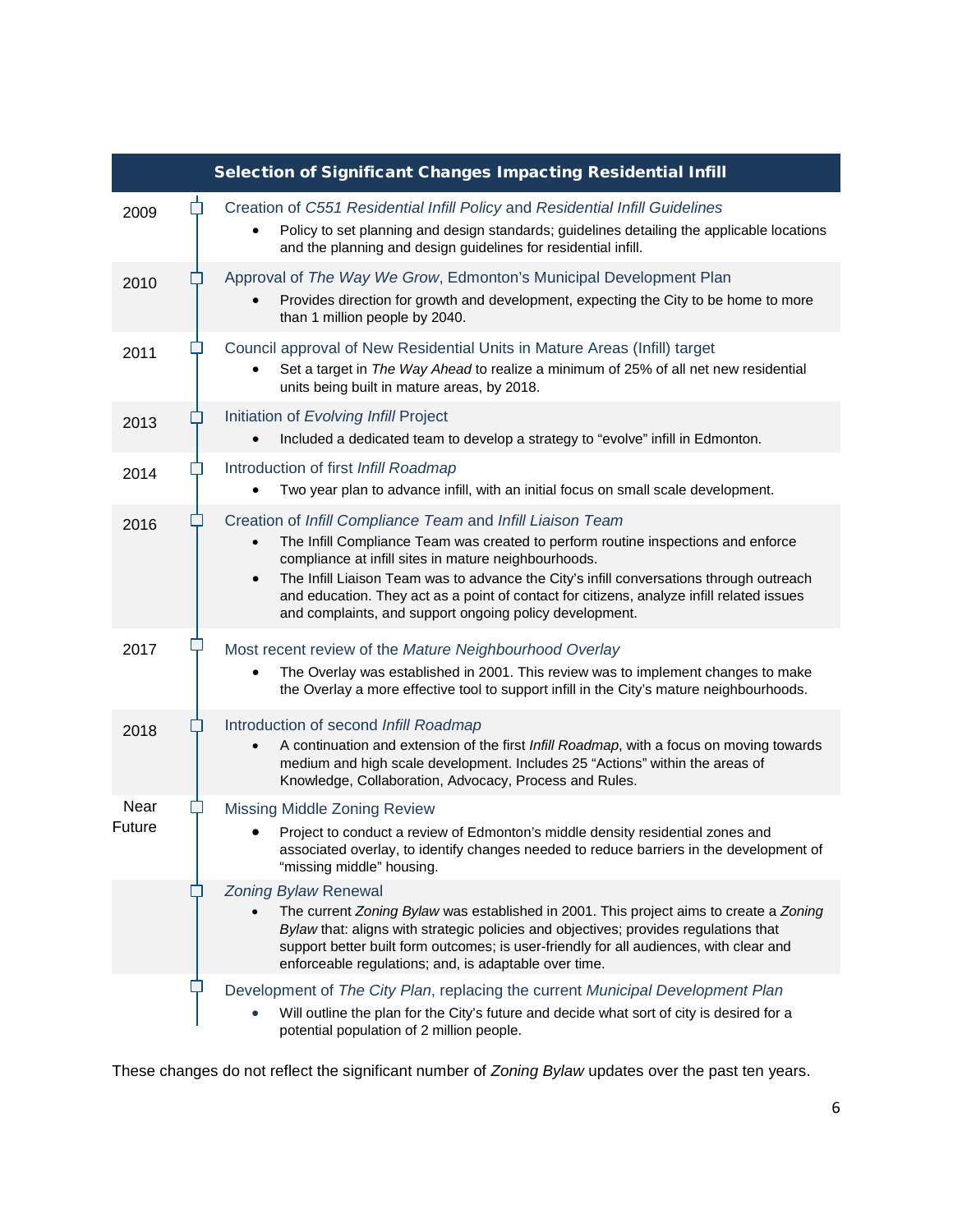**Selection of Significant Changes Impacting Residential Infill**

| Year | Change |
|---|---|
| 2009 | Creation of *C551 Residential Infill Policy* and *Residential Infill Guidelines*<br>• Policy to set planning and design standards; guidelines detailing the applicable locations and the planning and design guidelines for residential infill. |
| 2010 | Approval of *The Way We Grow*, Edmonton's Municipal Development Plan<br>• Provides direction for growth and development, expecting the City to be home to more than 1 million people by 2040. |
| 2011 | Council approval of New Residential Units in Mature Areas (Infill) target<br>• Set a target in *The Way Ahead* to realize a minimum of 25% of all net new residential units being built in mature areas, by 2018. |
| 2013 | Initiation of *Evolving Infill* Project<br>• Included a dedicated team to develop a strategy to "evolve" infill in Edmonton. |
| 2014 | Introduction of first *Infill Roadmap*<br>• Two year plan to advance infill, with an initial focus on small scale development. |
| 2016 | Creation of *Infill Compliance Team* and *Infill Liaison Team*<br>• The Infill Compliance Team was created to perform routine inspections and enforce compliance at infill sites in mature neighbourhoods.<br>• The Infill Liaison Team was to advance the City's infill conversations through outreach and education. They act as a point of contact for citizens, analyze infill related issues and complaints, and support ongoing policy development. |
| 2017 | Most recent review of the *Mature Neighbourhood Overlay*<br>• The Overlay was established in 2001. This review was to implement changes to make the Overlay a more effective tool to support infill in the City's mature neighbourhoods. |
| 2018 | Introduction of second *Infill Roadmap*<br>• A continuation and extension of the first *Infill Roadmap*, with a focus on moving towards medium and high scale development. Includes 25 "Actions" within the areas of Knowledge, Collaboration, Advocacy, Process and Rules. |
| Near Future | Missing Middle Zoning Review<br>• Project to conduct a review of Edmonton's middle density residential zones and associated overlay, to identify changes needed to reduce barriers in the development of "missing middle" housing. |
| | *Zoning Bylaw* Renewal<br>• The current *Zoning Bylaw* was established in 2001. This project aims to create a *Zoning Bylaw* that: aligns with strategic policies and objectives; provides regulations that support better built form outcomes; is user-friendly for all audiences, with clear and enforceable regulations; and, is adaptable over time. |
| | Development of *The City Plan*, replacing the current *Municipal Development Plan*<br>• Will outline the plan for the City's future and decide what sort of city is desired for a potential population of 2 million people. |

These changes do not reflect the significant number of *Zoning Bylaw* updates over the past ten years.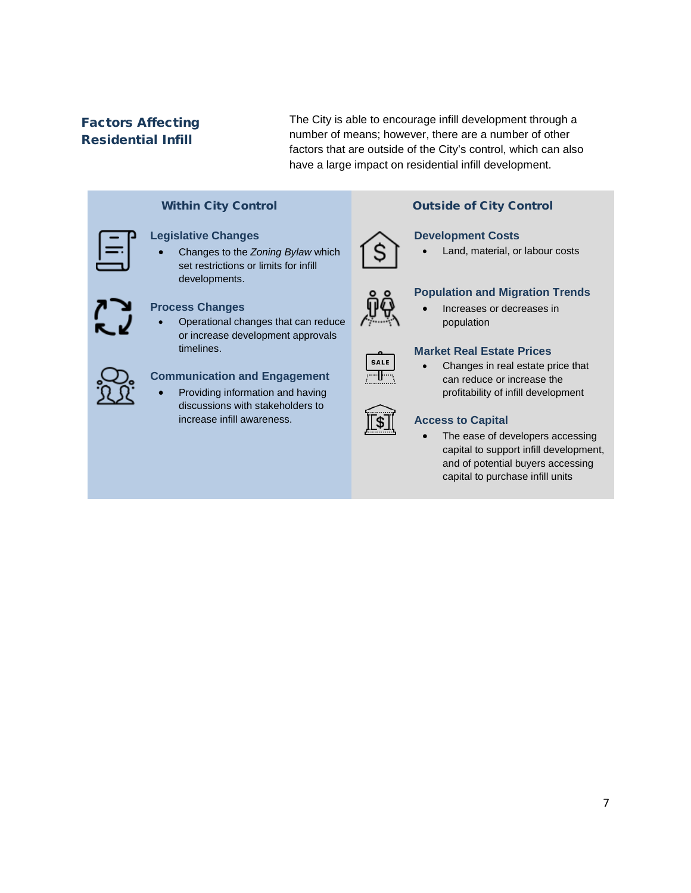## Factors Affecting Residential Infill

The City is able to encourage infill development through a number of means; however, there are a number of other factors that are outside of the City's control, which can also have a large impact on residential infill development.

### Within City Control

#### Legislative Changes

- Changes to the *Zoning Bylaw* which set restrictions or limits for infill developments.

#### Process Changes

- Operational changes that can reduce or increase development approvals timelines.

#### Communication and Engagement

- Providing information and having discussions with stakeholders to increase infill awareness.

### Outside of City Control

#### Development Costs

- Land, material, or labour costs

#### Population and Migration Trends

- Increases or decreases in population

#### Market Real Estate Prices

- Changes in real estate price that can reduce or increase the profitability of infill development

#### Access to Capital

- The ease of developers accessing capital to support infill development, and of potential buyers accessing capital to purchase infill units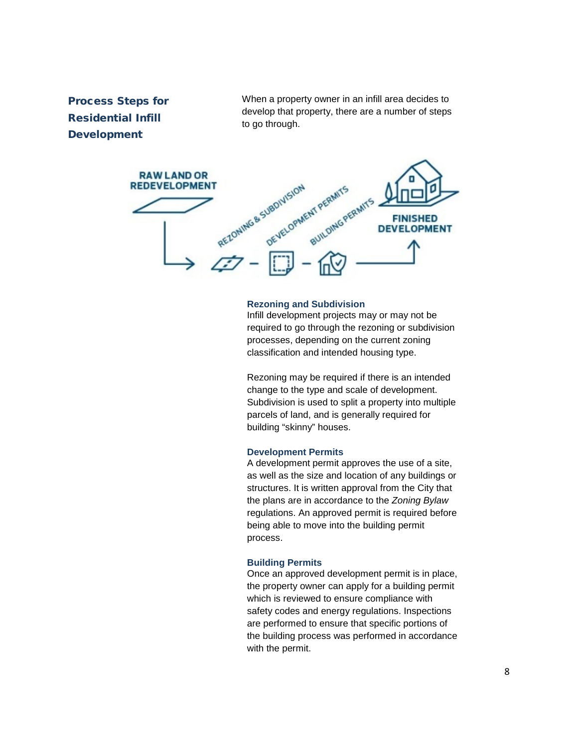## Process Steps for Residential Infill Development

When a property owner in an infill area decides to develop that property, there are a number of steps to go through.

RAW LAND OR REDEVELOPMENT → REZONING & SUBDIVISION – DEVELOPMENT PERMITS – BUILDING PERMITS → FINISHED DEVELOPMENT

### Rezoning and Subdivision

Infill development projects may or may not be required to go through the rezoning or subdivision processes, depending on the current zoning classification and intended housing type.

Rezoning may be required if there is an intended change to the type and scale of development. Subdivision is used to split a property into multiple parcels of land, and is generally required for building “skinny” houses.

### Development Permits

A development permit approves the use of a site, as well as the size and location of any buildings or structures. It is written approval from the City that the plans are in accordance to the *Zoning Bylaw* regulations. An approved permit is required before being able to move into the building permit process.

### Building Permits

Once an approved development permit is in place, the property owner can apply for a building permit which is reviewed to ensure compliance with safety codes and energy regulations. Inspections are performed to ensure that specific portions of the building process was performed in accordance with the permit.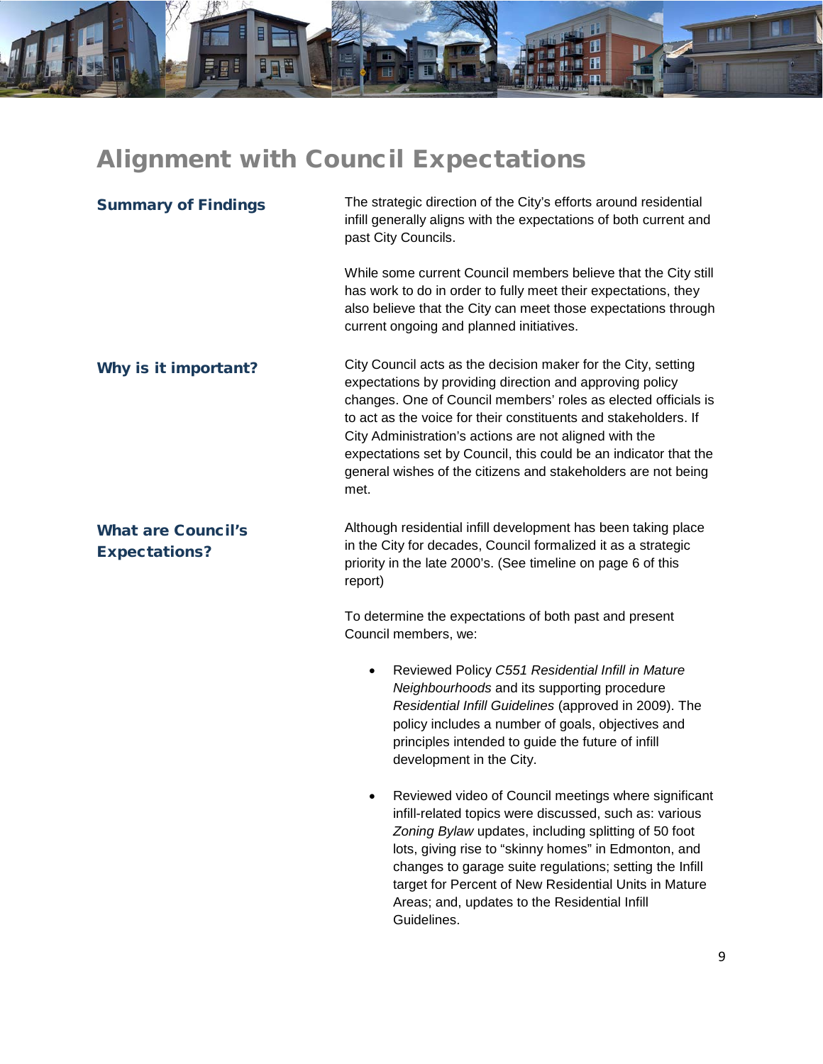# Alignment with Council Expectations

### Summary of Findings

The strategic direction of the City's efforts around residential infill generally aligns with the expectations of both current and past City Councils.

While some current Council members believe that the City still has work to do in order to fully meet their expectations, they also believe that the City can meet those expectations through current ongoing and planned initiatives.

### Why is it important?

City Council acts as the decision maker for the City, setting expectations by providing direction and approving policy changes. One of Council members' roles as elected officials is to act as the voice for their constituents and stakeholders. If City Administration's actions are not aligned with the expectations set by Council, this could be an indicator that the general wishes of the citizens and stakeholders are not being met.

### What are Council's Expectations?

Although residential infill development has been taking place in the City for decades, Council formalized it as a strategic priority in the late 2000's. (See timeline on page 6 of this report)

To determine the expectations of both past and present Council members, we:

- Reviewed Policy *C551 Residential Infill in Mature Neighbourhoods* and its supporting procedure *Residential Infill Guidelines* (approved in 2009). The policy includes a number of goals, objectives and principles intended to guide the future of infill development in the City.
- Reviewed video of Council meetings where significant infill-related topics were discussed, such as: various *Zoning Bylaw* updates, including splitting of 50 foot lots, giving rise to "skinny homes" in Edmonton, and changes to garage suite regulations; setting the Infill target for Percent of New Residential Units in Mature Areas; and, updates to the Residential Infill Guidelines.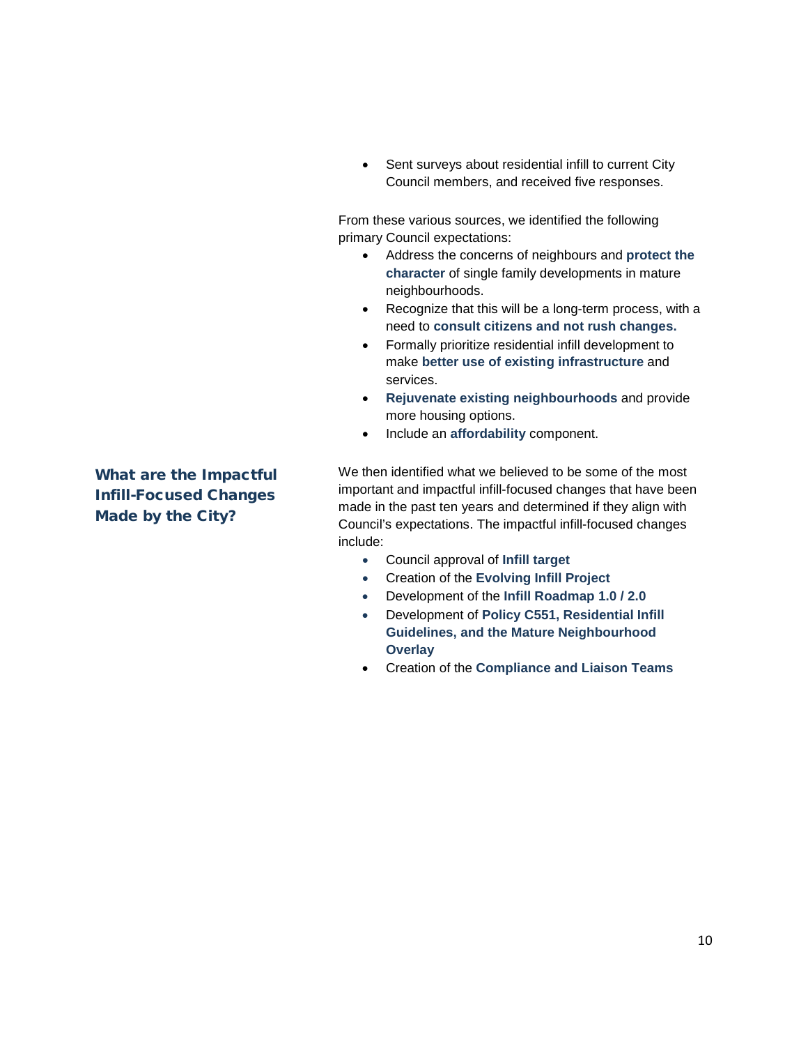- Sent surveys about residential infill to current City Council members, and received five responses.

From these various sources, we identified the following primary Council expectations:

- Address the concerns of neighbours and **protect the character** of single family developments in mature neighbourhoods.
- Recognize that this will be a long-term process, with a need to **consult citizens and not rush changes.**
- Formally prioritize residential infill development to make **better use of existing infrastructure** and services.
- **Rejuvenate existing neighbourhoods** and provide more housing options.
- Include an **affordability** component.

## What are the Impactful Infill-Focused Changes Made by the City?

We then identified what we believed to be some of the most important and impactful infill-focused changes that have been made in the past ten years and determined if they align with Council's expectations. The impactful infill-focused changes include:

- Council approval of **Infill target**
- Creation of the **Evolving Infill Project**
- Development of the **Infill Roadmap 1.0 / 2.0**
- Development of **Policy C551, Residential Infill Guidelines, and the Mature Neighbourhood Overlay**
- Creation of the **Compliance and Liaison Teams**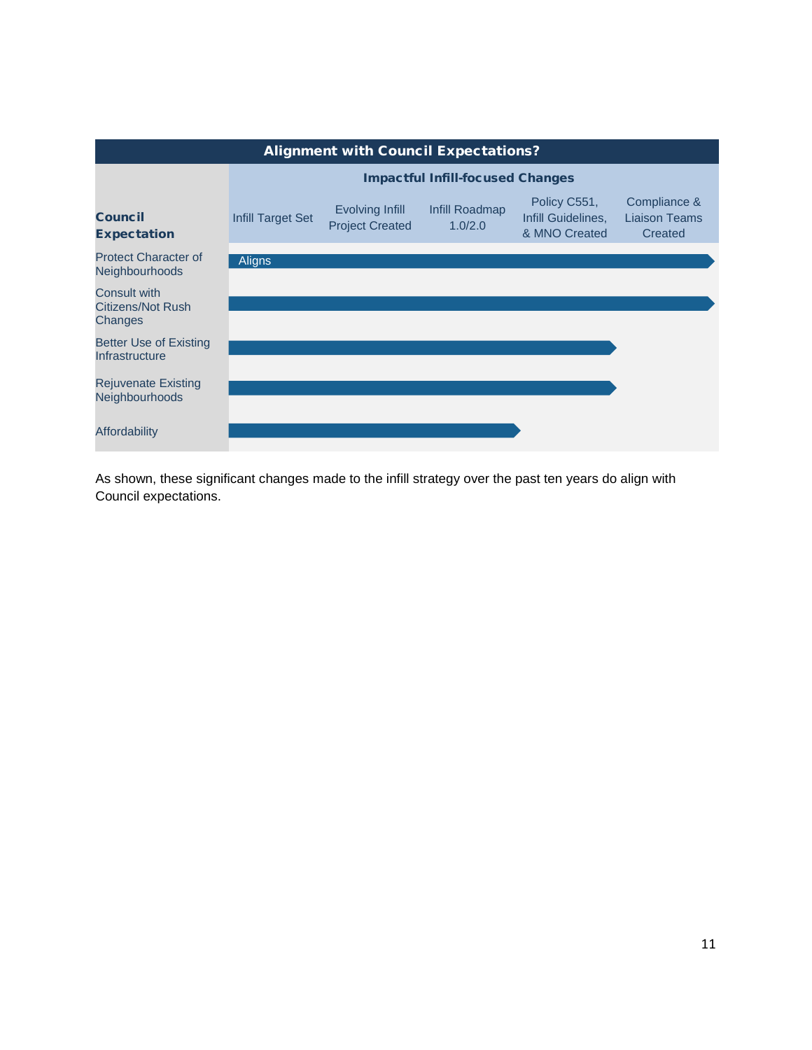**Alignment with Council Expectations?**

| Council Expectation | Infill Target Set | Evolving Infill Project Created | Infill Roadmap 1.0/2.0 | Policy C551, Infill Guidelines, & MNO Created | Compliance & Liaison Teams Created |
|---|---|---|---|---|---|
| Protect Character of Neighbourhoods | Aligns | Aligns | Aligns | Aligns | Aligns |
| Consult with Citizens/Not Rush Changes | Aligns | Aligns | Aligns | Aligns | Aligns |
| Better Use of Existing Infrastructure | Aligns | Aligns | Aligns | Aligns | |
| Rejuvenate Existing Neighbourhoods | Aligns | Aligns | Aligns | Aligns | |
| Affordability | Aligns | Aligns | Aligns | | |

As shown, these significant changes made to the infill strategy over the past ten years do align with Council expectations.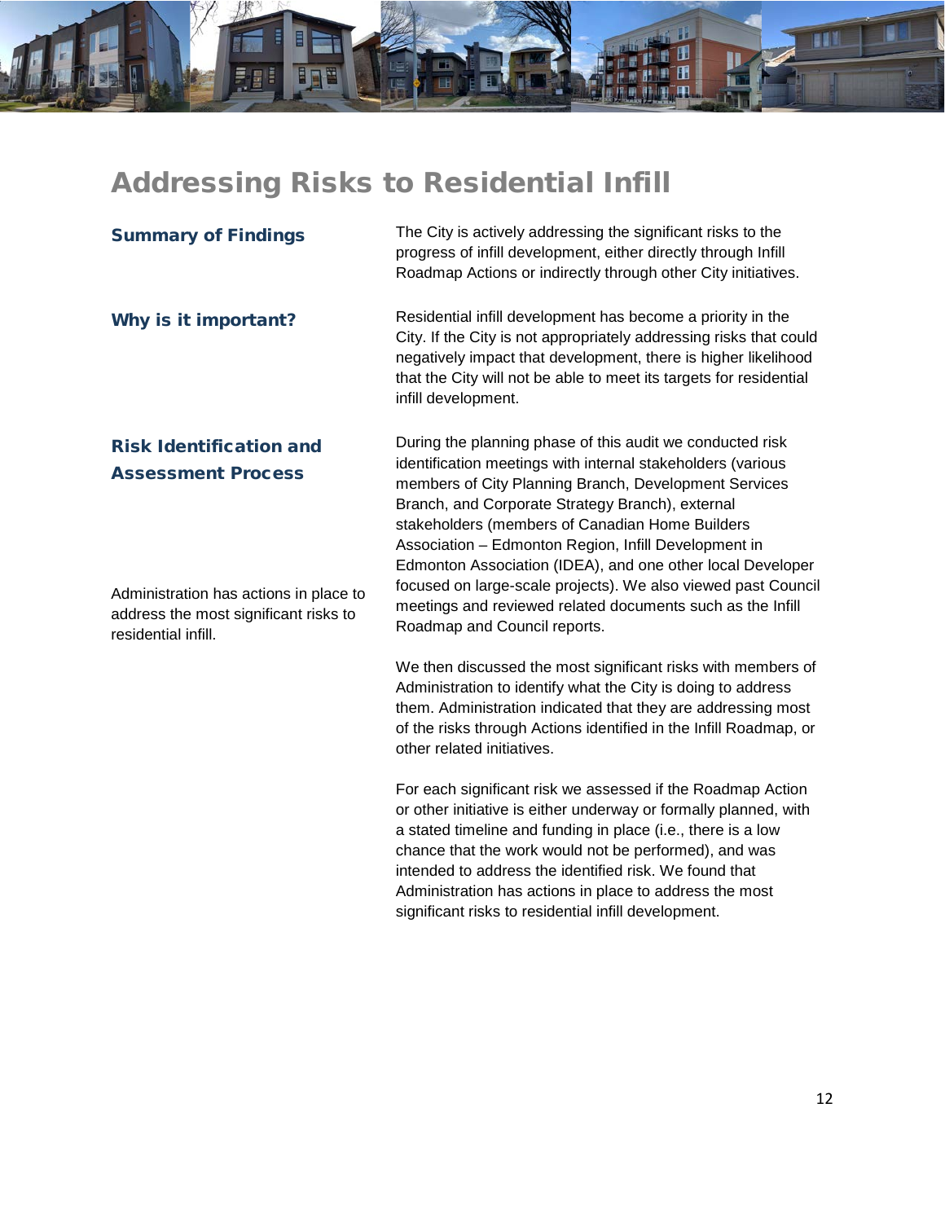# Addressing Risks to Residential Infill

## Summary of Findings

The City is actively addressing the significant risks to the progress of infill development, either directly through Infill Roadmap Actions or indirectly through other City initiatives.

## Why is it important?

Residential infill development has become a priority in the City. If the City is not appropriately addressing risks that could negatively impact that development, there is higher likelihood that the City will not be able to meet its targets for residential infill development.

## Risk Identification and Assessment Process

Administration has actions in place to address the most significant risks to residential infill.

During the planning phase of this audit we conducted risk identification meetings with internal stakeholders (various members of City Planning Branch, Development Services Branch, and Corporate Strategy Branch), external stakeholders (members of Canadian Home Builders Association – Edmonton Region, Infill Development in Edmonton Association (IDEA), and one other local Developer focused on large-scale projects). We also viewed past Council meetings and reviewed related documents such as the Infill Roadmap and Council reports.

We then discussed the most significant risks with members of Administration to identify what the City is doing to address them. Administration indicated that they are addressing most of the risks through Actions identified in the Infill Roadmap, or other related initiatives.

For each significant risk we assessed if the Roadmap Action or other initiative is either underway or formally planned, with a stated timeline and funding in place (i.e., there is a low chance that the work would not be performed), and was intended to address the identified risk. We found that Administration has actions in place to address the most significant risks to residential infill development.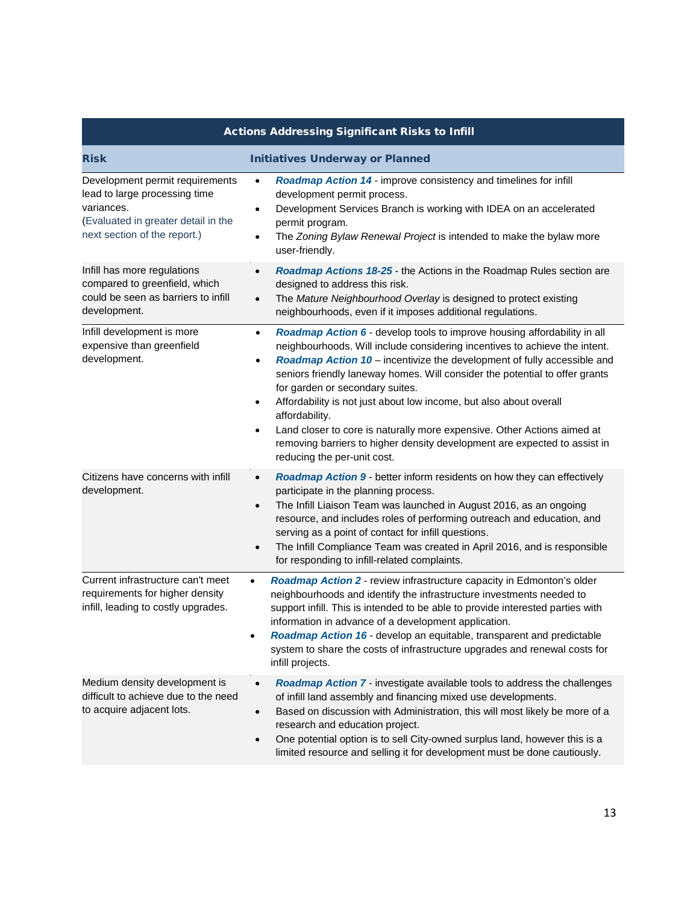| Actions Addressing Significant Risks to Infill | |
|---|---|
| **Risk** | **Initiatives Underway or Planned** |
| Development permit requirements lead to large processing time variances. (Evaluated in greater detail in the next section of the report.) | • ***Roadmap Action 14*** - improve consistency and timelines for infill development permit process.<br>• Development Services Branch is working with IDEA on an accelerated permit program.<br>• The *Zoning Bylaw Renewal Project* is intended to make the bylaw more user-friendly. |
| Infill has more regulations compared to greenfield, which could be seen as barriers to infill development. | • ***Roadmap Actions 18-25*** - the Actions in the Roadmap Rules section are designed to address this risk.<br>• The *Mature Neighbourhood Overlay* is designed to protect existing neighbourhoods, even if it imposes additional regulations. |
| Infill development is more expensive than greenfield development. | • ***Roadmap Action 6*** - develop tools to improve housing affordability in all neighbourhoods. Will include considering incentives to achieve the intent.<br>• ***Roadmap Action 10*** – incentivize the development of fully accessible and seniors friendly laneway homes. Will consider the potential to offer grants for garden or secondary suites.<br>• Affordability is not just about low income, but also about overall affordability.<br>• Land closer to core is naturally more expensive. Other Actions aimed at removing barriers to higher density development are expected to assist in reducing the per-unit cost. |
| Citizens have concerns with infill development. | • ***Roadmap Action 9*** - better inform residents on how they can effectively participate in the planning process.<br>• The Infill Liaison Team was launched in August 2016, as an ongoing resource, and includes roles of performing outreach and education, and serving as a point of contact for infill questions.<br>• The Infill Compliance Team was created in April 2016, and is responsible for responding to infill-related complaints. |
| Current infrastructure can't meet requirements for higher density infill, leading to costly upgrades. | • ***Roadmap Action 2*** - review infrastructure capacity in Edmonton's older neighbourhoods and identify the infrastructure investments needed to support infill. This is intended to be able to provide interested parties with information in advance of a development application.<br>• ***Roadmap Action 16*** - develop an equitable, transparent and predictable system to share the costs of infrastructure upgrades and renewal costs for infill projects. |
| Medium density development is difficult to achieve due to the need to acquire adjacent lots. | • ***Roadmap Action 7*** - investigate available tools to address the challenges of infill land assembly and financing mixed use developments.<br>• Based on discussion with Administration, this will most likely be more of a research and education project.<br>• One potential option is to sell City-owned surplus land, however this is a limited resource and selling it for development must be done cautiously. |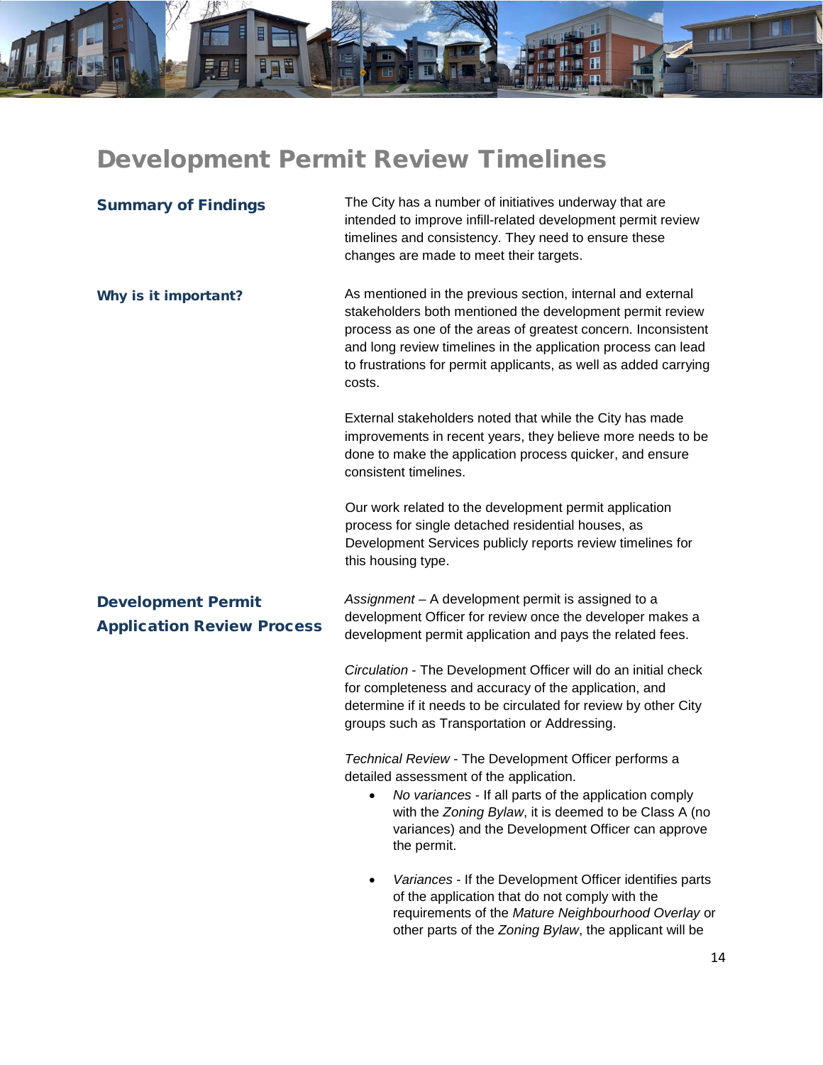# Development Permit Review Timelines

## Summary of Findings

The City has a number of initiatives underway that are intended to improve infill-related development permit review timelines and consistency. They need to ensure these changes are made to meet their targets.

## Why is it important?

As mentioned in the previous section, internal and external stakeholders both mentioned the development permit review process as one of the areas of greatest concern. Inconsistent and long review timelines in the application process can lead to frustrations for permit applicants, as well as added carrying costs.

External stakeholders noted that while the City has made improvements in recent years, they believe more needs to be done to make the application process quicker, and ensure consistent timelines.

Our work related to the development permit application process for single detached residential houses, as Development Services publicly reports review timelines for this housing type.

## Development Permit Application Review Process

*Assignment* – A development permit is assigned to a development Officer for review once the developer makes a development permit application and pays the related fees.

*Circulation* - The Development Officer will do an initial check for completeness and accuracy of the application, and determine if it needs to be circulated for review by other City groups such as Transportation or Addressing.

*Technical Review* - The Development Officer performs a detailed assessment of the application.

- *No variances* - If all parts of the application comply with the *Zoning Bylaw*, it is deemed to be Class A (no variances) and the Development Officer can approve the permit.
- *Variances* - If the Development Officer identifies parts of the application that do not comply with the requirements of the *Mature Neighbourhood Overlay* or other parts of the *Zoning Bylaw*, the applicant will be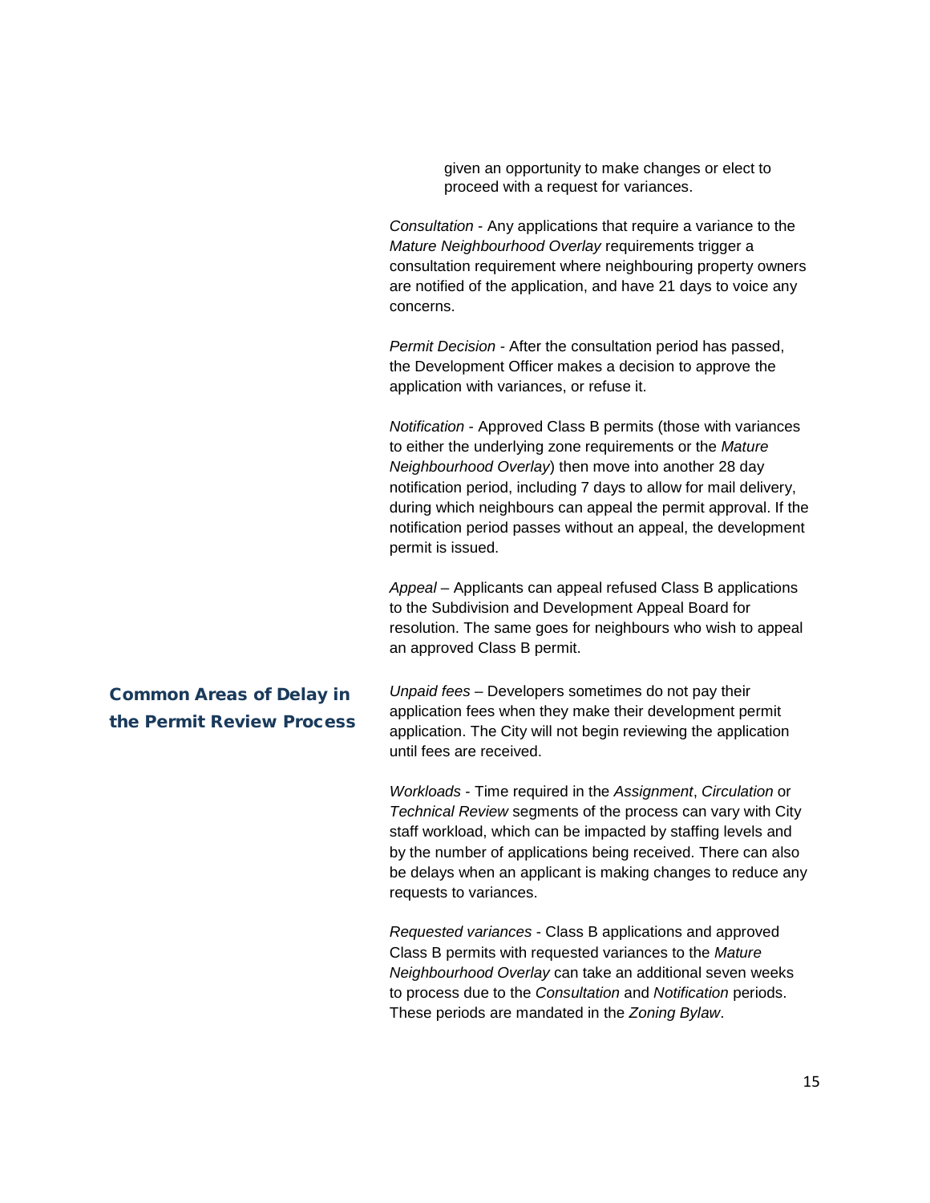given an opportunity to make changes or elect to proceed with a request for variances.

*Consultation* - Any applications that require a variance to the *Mature Neighbourhood Overlay* requirements trigger a consultation requirement where neighbouring property owners are notified of the application, and have 21 days to voice any concerns.

*Permit Decision* - After the consultation period has passed, the Development Officer makes a decision to approve the application with variances, or refuse it.

*Notification* - Approved Class B permits (those with variances to either the underlying zone requirements or the *Mature Neighbourhood Overlay*) then move into another 28 day notification period, including 7 days to allow for mail delivery, during which neighbours can appeal the permit approval. If the notification period passes without an appeal, the development permit is issued.

*Appeal* – Applicants can appeal refused Class B applications to the Subdivision and Development Appeal Board for resolution. The same goes for neighbours who wish to appeal an approved Class B permit.

## Common Areas of Delay in the Permit Review Process

*Unpaid fees* – Developers sometimes do not pay their application fees when they make their development permit application. The City will not begin reviewing the application until fees are received.

*Workloads* - Time required in the *Assignment*, *Circulation* or *Technical Review* segments of the process can vary with City staff workload, which can be impacted by staffing levels and by the number of applications being received. There can also be delays when an applicant is making changes to reduce any requests to variances.

*Requested variances* - Class B applications and approved Class B permits with requested variances to the *Mature Neighbourhood Overlay* can take an additional seven weeks to process due to the *Consultation* and *Notification* periods. These periods are mandated in the *Zoning Bylaw*.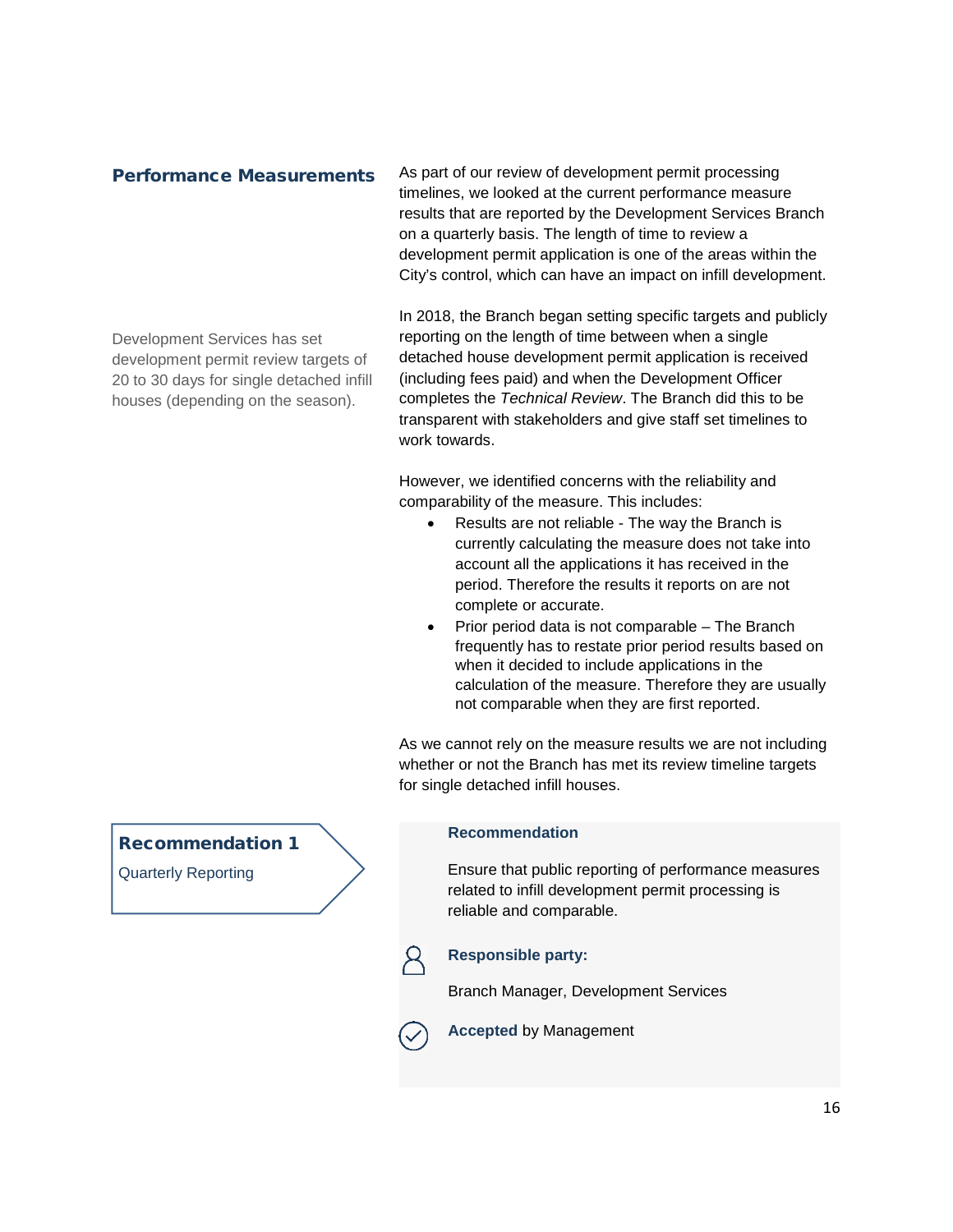## Performance Measurements

As part of our review of development permit processing timelines, we looked at the current performance measure results that are reported by the Development Services Branch on a quarterly basis. The length of time to review a development permit application is one of the areas within the City's control, which can have an impact on infill development.

Development Services has set development permit review targets of 20 to 30 days for single detached infill houses (depending on the season).

In 2018, the Branch began setting specific targets and publicly reporting on the length of time between when a single detached house development permit application is received (including fees paid) and when the Development Officer completes the *Technical Review*. The Branch did this to be transparent with stakeholders and give staff set timelines to work towards.

However, we identified concerns with the reliability and comparability of the measure. This includes:

- Results are not reliable - The way the Branch is currently calculating the measure does not take into account all the applications it has received in the period. Therefore the results it reports on are not complete or accurate.
- Prior period data is not comparable – The Branch frequently has to restate prior period results based on when it decided to include applications in the calculation of the measure. Therefore they are usually not comparable when they are first reported.

As we cannot rely on the measure results we are not including whether or not the Branch has met its review timeline targets for single detached infill houses.

### Recommendation 1

Quarterly Reporting

**Recommendation**

Ensure that public reporting of performance measures related to infill development permit processing is reliable and comparable.

**Responsible party:**

Branch Manager, Development Services

**Accepted** by Management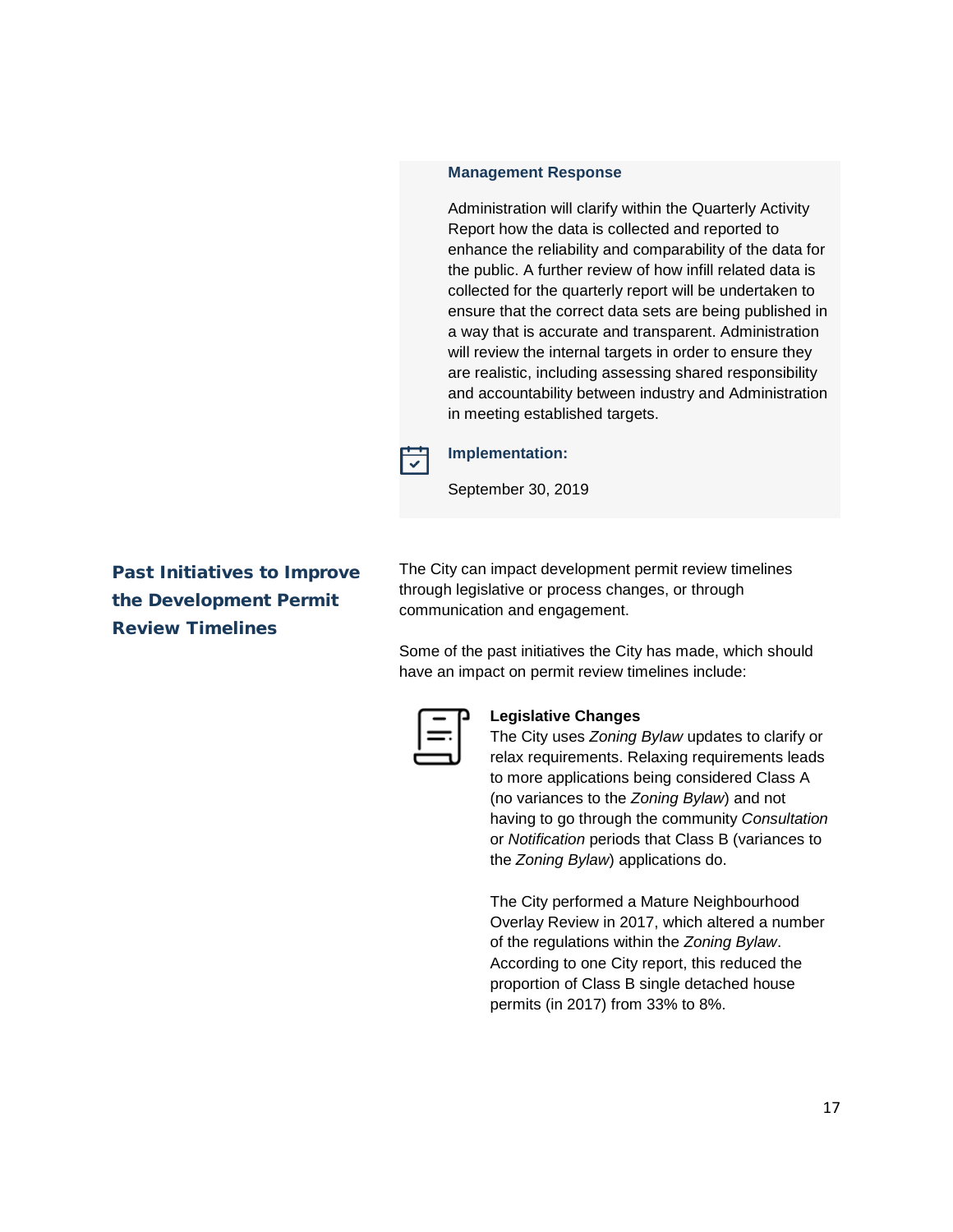**Management Response**

Administration will clarify within the Quarterly Activity Report how the data is collected and reported to enhance the reliability and comparability of the data for the public. A further review of how infill related data is collected for the quarterly report will be undertaken to ensure that the correct data sets are being published in a way that is accurate and transparent. Administration will review the internal targets in order to ensure they are realistic, including assessing shared responsibility and accountability between industry and Administration in meeting established targets.

**Implementation:**

September 30, 2019

## Past Initiatives to Improve the Development Permit Review Timelines

The City can impact development permit review timelines through legislative or process changes, or through communication and engagement.

Some of the past initiatives the City has made, which should have an impact on permit review timelines include:

**Legislative Changes**
The City uses *Zoning Bylaw* updates to clarify or relax requirements. Relaxing requirements leads to more applications being considered Class A (no variances to the *Zoning Bylaw*) and not having to go through the community *Consultation* or *Notification* periods that Class B (variances to the *Zoning Bylaw*) applications do.

The City performed a Mature Neighbourhood Overlay Review in 2017, which altered a number of the regulations within the *Zoning Bylaw*. According to one City report, this reduced the proportion of Class B single detached house permits (in 2017) from 33% to 8%.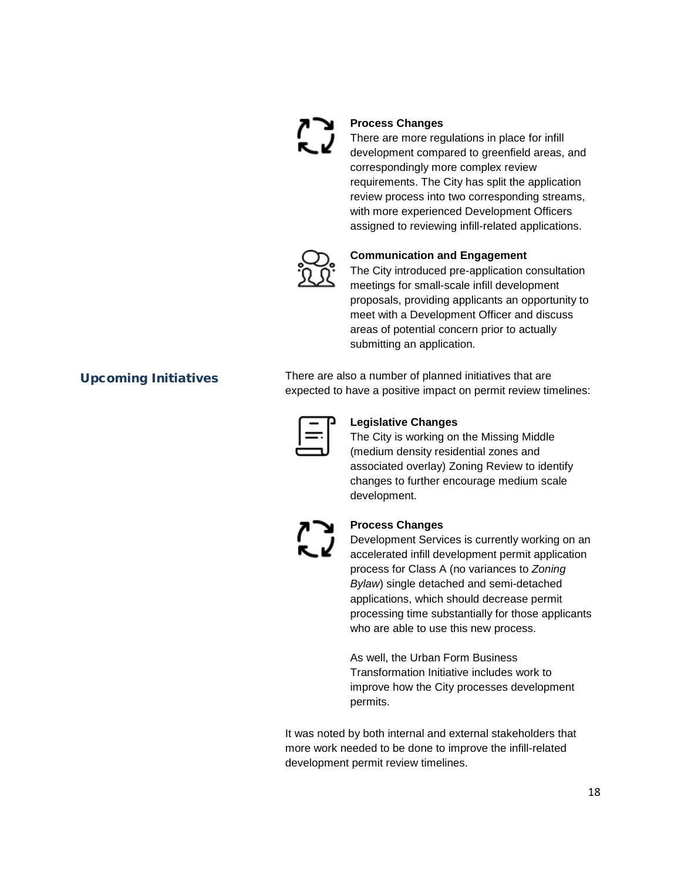**Process Changes**
There are more regulations in place for infill development compared to greenfield areas, and correspondingly more complex review requirements. The City has split the application review process into two corresponding streams, with more experienced Development Officers assigned to reviewing infill-related applications.

**Communication and Engagement**
The City introduced pre-application consultation meetings for small-scale infill development proposals, providing applicants an opportunity to meet with a Development Officer and discuss areas of potential concern prior to actually submitting an application.

## Upcoming Initiatives

There are also a number of planned initiatives that are expected to have a positive impact on permit review timelines:

**Legislative Changes**
The City is working on the Missing Middle (medium density residential zones and associated overlay) Zoning Review to identify changes to further encourage medium scale development.

**Process Changes**
Development Services is currently working on an accelerated infill development permit application process for Class A (no variances to *Zoning Bylaw*) single detached and semi-detached applications, which should decrease permit processing time substantially for those applicants who are able to use this new process.

As well, the Urban Form Business Transformation Initiative includes work to improve how the City processes development permits.

It was noted by both internal and external stakeholders that more work needed to be done to improve the infill-related development permit review timelines.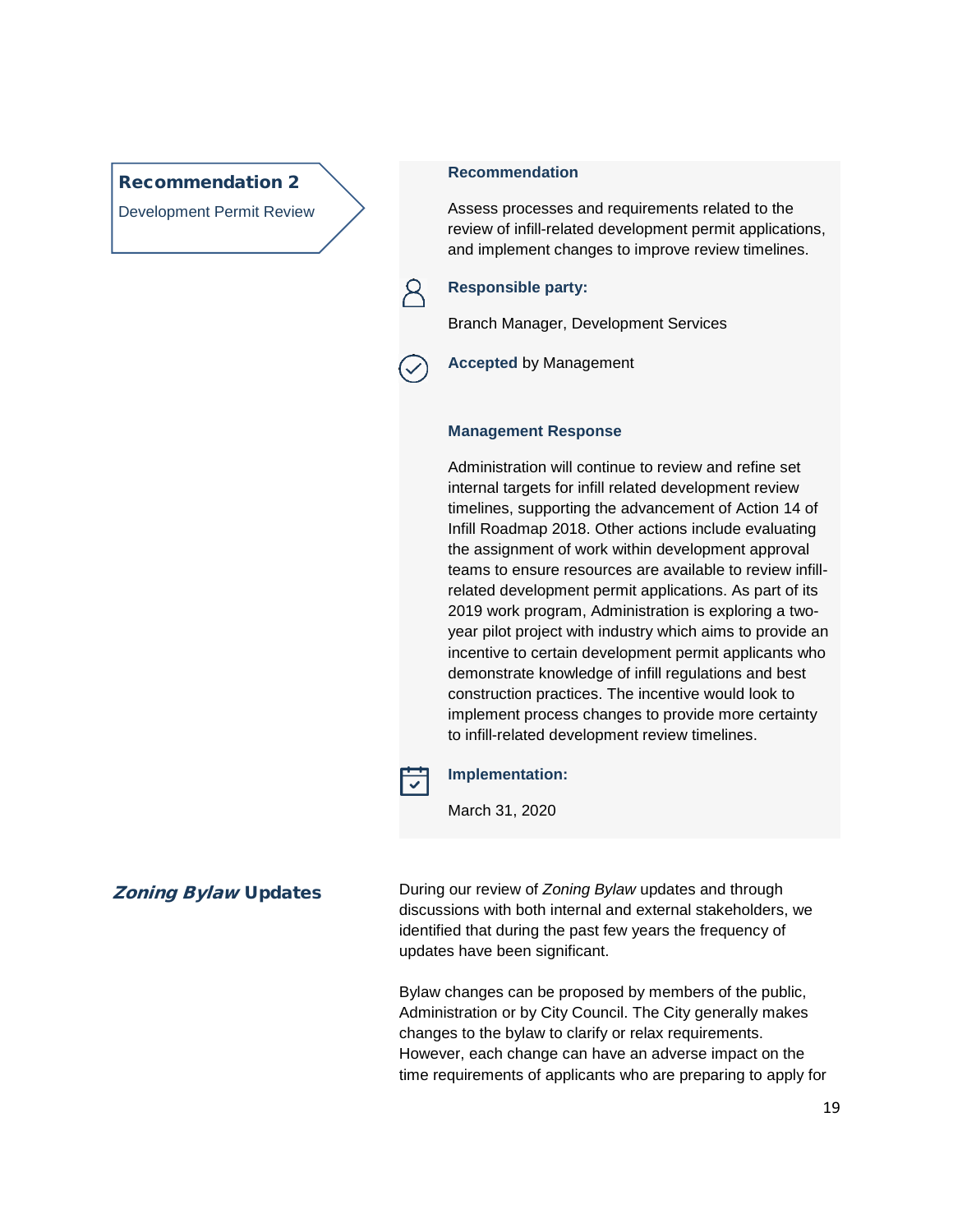## Recommendation 2

Development Permit Review

**Recommendation**

Assess processes and requirements related to the review of infill-related development permit applications, and implement changes to improve review timelines.

**Responsible party:**

Branch Manager, Development Services

**Accepted** by Management

**Management Response**

Administration will continue to review and refine set internal targets for infill related development review timelines, supporting the advancement of Action 14 of Infill Roadmap 2018. Other actions include evaluating the assignment of work within development approval teams to ensure resources are available to review infill-related development permit applications. As part of its 2019 work program, Administration is exploring a two-year pilot project with industry which aims to provide an incentive to certain development permit applicants who demonstrate knowledge of infill regulations and best construction practices. The incentive would look to implement process changes to provide more certainty to infill-related development review timelines.

**Implementation:**

March 31, 2020

## *Zoning Bylaw* Updates

During our review of *Zoning Bylaw* updates and through discussions with both internal and external stakeholders, we identified that during the past few years the frequency of updates have been significant.

Bylaw changes can be proposed by members of the public, Administration or by City Council. The City generally makes changes to the bylaw to clarify or relax requirements. However, each change can have an adverse impact on the time requirements of applicants who are preparing to apply for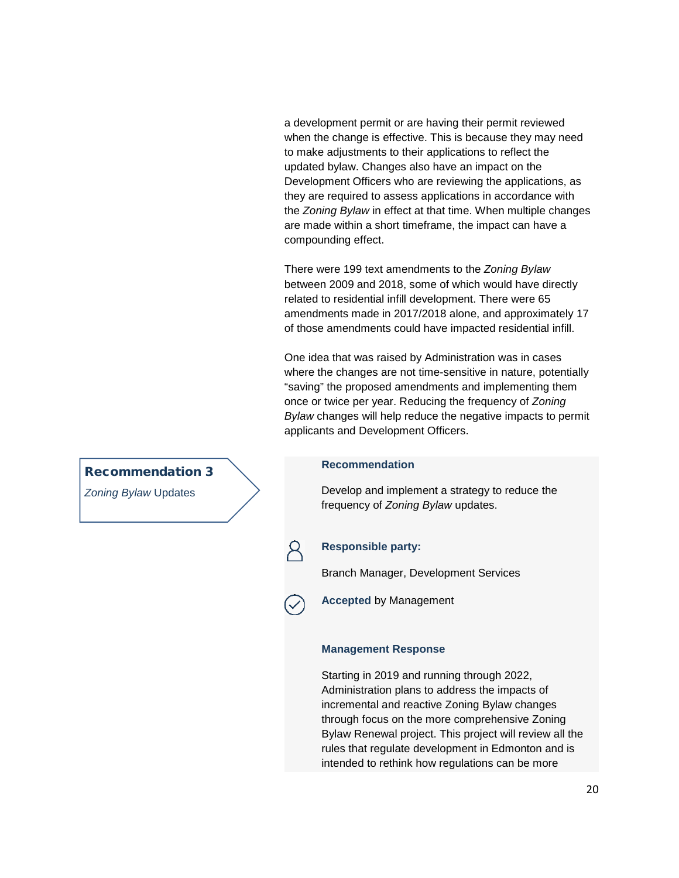a development permit or are having their permit reviewed when the change is effective. This is because they may need to make adjustments to their applications to reflect the updated bylaw. Changes also have an impact on the Development Officers who are reviewing the applications, as they are required to assess applications in accordance with the *Zoning Bylaw* in effect at that time. When multiple changes are made within a short timeframe, the impact can have a compounding effect.

There were 199 text amendments to the *Zoning Bylaw* between 2009 and 2018, some of which would have directly related to residential infill development. There were 65 amendments made in 2017/2018 alone, and approximately 17 of those amendments could have impacted residential infill.

One idea that was raised by Administration was in cases where the changes are not time-sensitive in nature, potentially "saving" the proposed amendments and implementing them once or twice per year. Reducing the frequency of *Zoning Bylaw* changes will help reduce the negative impacts to permit applicants and Development Officers.

## Recommendation 3

*Zoning Bylaw* Updates

**Recommendation**

Develop and implement a strategy to reduce the frequency of *Zoning Bylaw* updates.

**Responsible party:**

Branch Manager, Development Services

**Accepted** by Management

**Management Response**

Starting in 2019 and running through 2022, Administration plans to address the impacts of incremental and reactive Zoning Bylaw changes through focus on the more comprehensive Zoning Bylaw Renewal project. This project will review all the rules that regulate development in Edmonton and is intended to rethink how regulations can be more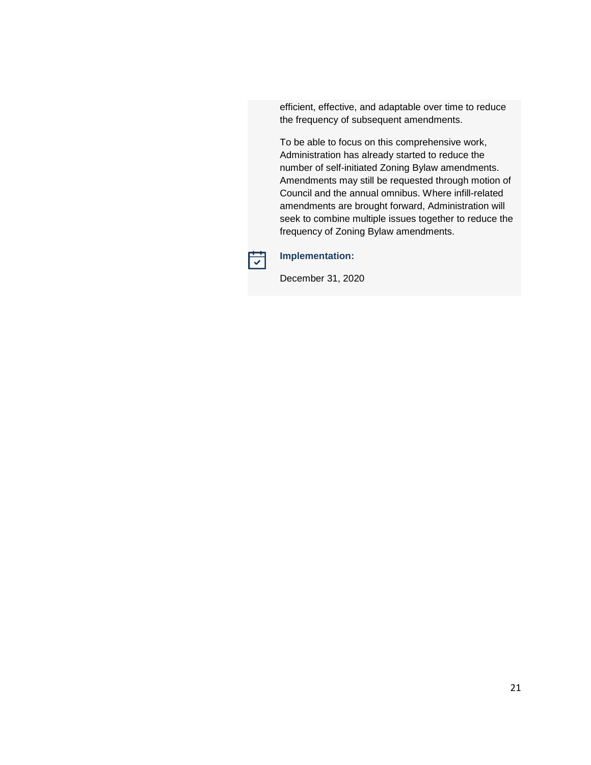efficient, effective, and adaptable over time to reduce the frequency of subsequent amendments.

To be able to focus on this comprehensive work, Administration has already started to reduce the number of self-initiated Zoning Bylaw amendments. Amendments may still be requested through motion of Council and the annual omnibus. Where infill-related amendments are brought forward, Administration will seek to combine multiple issues together to reduce the frequency of Zoning Bylaw amendments.

**Implementation:**

December 31, 2020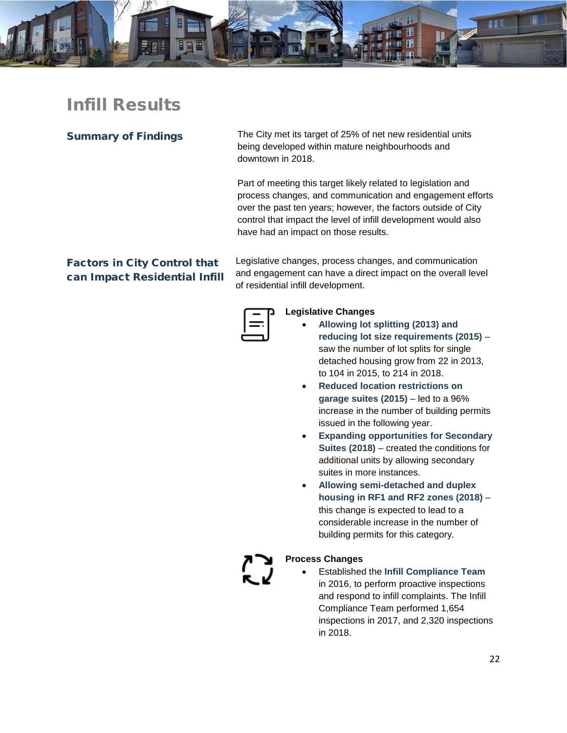# Infill Results

## Summary of Findings

The City met its target of 25% of net new residential units being developed within mature neighbourhoods and downtown in 2018.

Part of meeting this target likely related to legislation and process changes, and communication and engagement efforts over the past ten years; however, the factors outside of City control that impact the level of infill development would also have had an impact on those results.

## Factors in City Control that can Impact Residential Infill

Legislative changes, process changes, and communication and engagement can have a direct impact on the overall level of residential infill development.

### Legislative Changes

- **Allowing lot splitting (2013) and reducing lot size requirements (2015)** – saw the number of lot splits for single detached housing grow from 22 in 2013, to 104 in 2015, to 214 in 2018.
- **Reduced location restrictions on garage suites (2015)** – led to a 96% increase in the number of building permits issued in the following year.
- **Expanding opportunities for Secondary Suites (2018)** – created the conditions for additional units by allowing secondary suites in more instances.
- **Allowing semi-detached and duplex housing in RF1 and RF2 zones (2018)** – this change is expected to lead to a considerable increase in the number of building permits for this category.

### Process Changes

- Established the **Infill Compliance Team** in 2016, to perform proactive inspections and respond to infill complaints. The Infill Compliance Team performed 1,654 inspections in 2017, and 2,320 inspections in 2018.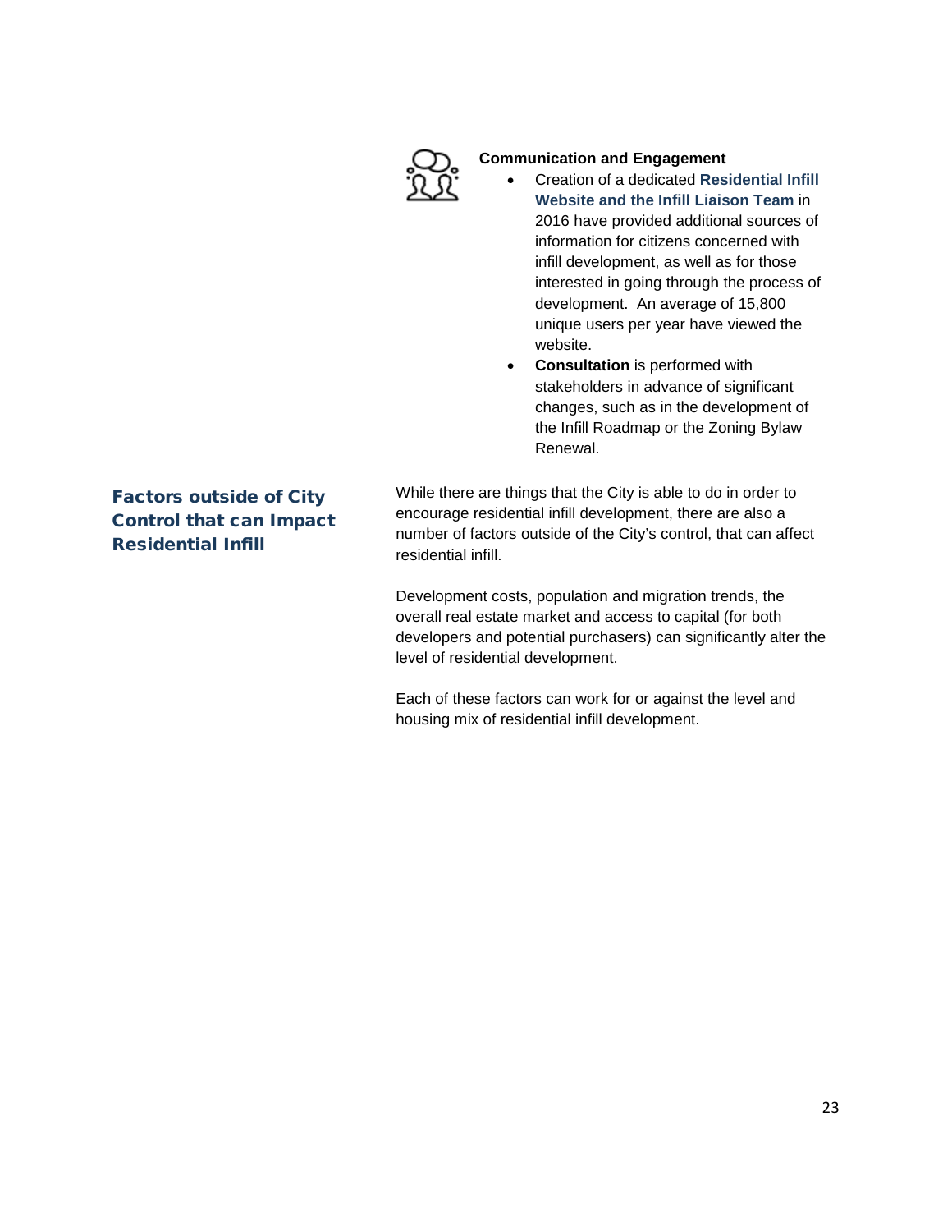**Communication and Engagement**

- Creation of a dedicated **Residential Infill Website and the Infill Liaison Team** in 2016 have provided additional sources of information for citizens concerned with infill development, as well as for those interested in going through the process of development. An average of 15,800 unique users per year have viewed the website.
- **Consultation** is performed with stakeholders in advance of significant changes, such as in the development of the Infill Roadmap or the Zoning Bylaw Renewal.

## Factors outside of City Control that can Impact Residential Infill

While there are things that the City is able to do in order to encourage residential infill development, there are also a number of factors outside of the City's control, that can affect residential infill.

Development costs, population and migration trends, the overall real estate market and access to capital (for both developers and potential purchasers) can significantly alter the level of residential development.

Each of these factors can work for or against the level and housing mix of residential infill development.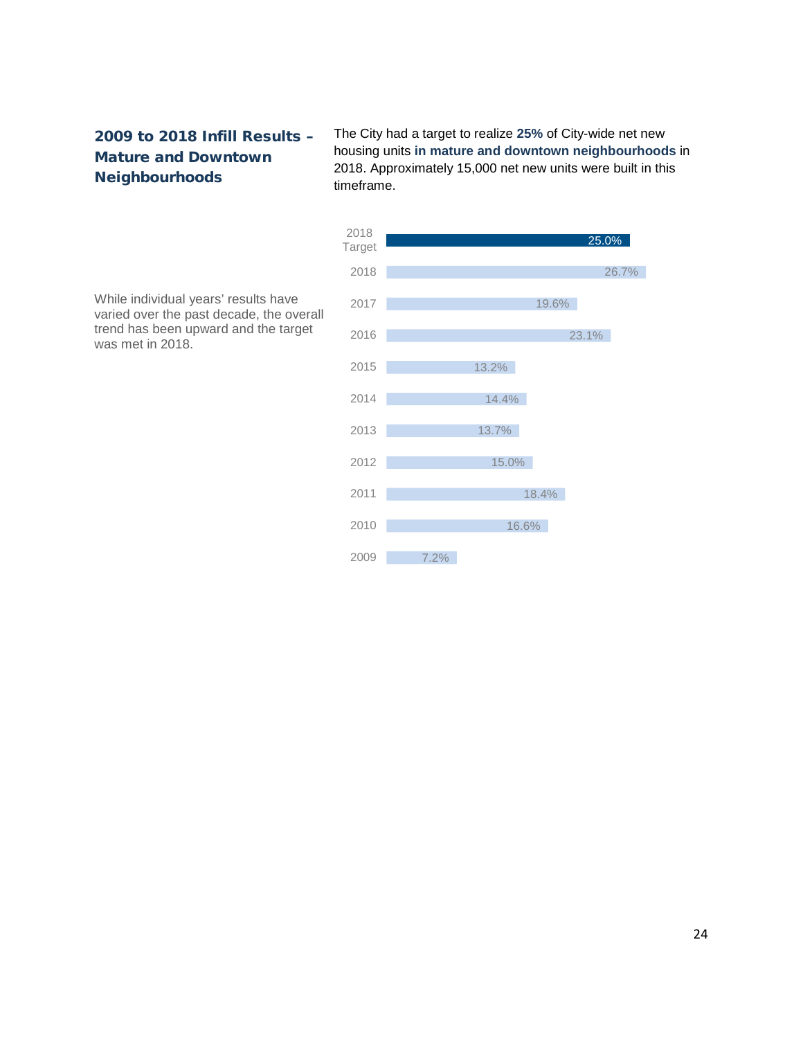## 2009 to 2018 Infill Results – Mature and Downtown Neighbourhoods

The City had a target to realize **25%** of City-wide net new housing units **in mature and downtown neighbourhoods** in 2018. Approximately 15,000 net new units were built in this timeframe.

While individual years' results have varied over the past decade, the overall trend has been upward and the target was met in 2018.

| Year | Share |
|---|---|
| 2018 Target | 25.0% |
| 2018 | 26.7% |
| 2017 | 19.6% |
| 2016 | 23.1% |
| 2015 | 13.2% |
| 2014 | 14.4% |
| 2013 | 13.7% |
| 2012 | 15.0% |
| 2011 | 18.4% |
| 2010 | 16.6% |
| 2009 | 7.2% |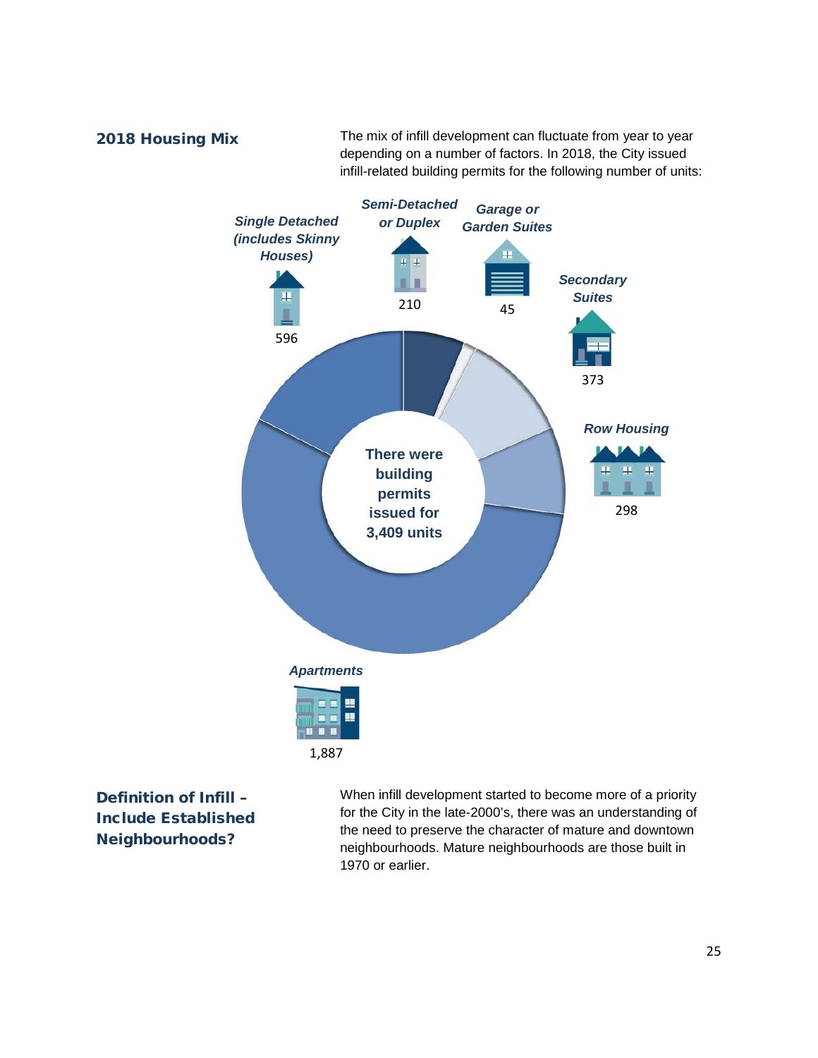## 2018 Housing Mix

The mix of infill development can fluctuate from year to year depending on a number of factors. In 2018, the City issued infill-related building permits for the following number of units:

*Single Detached (includes Skinny Houses)*
596

*Semi-Detached or Duplex*
210

*Garage or Garden Suites*
45

*Secondary Suites*
373

*Row Housing*
298

*Apartments*
1,887

**There were building permits issued for 3,409 units**

## Definition of Infill – Include Established Neighbourhoods?

When infill development started to become more of a priority for the City in the late-2000's, there was an understanding of the need to preserve the character of mature and downtown neighbourhoods. Mature neighbourhoods are those built in 1970 or earlier.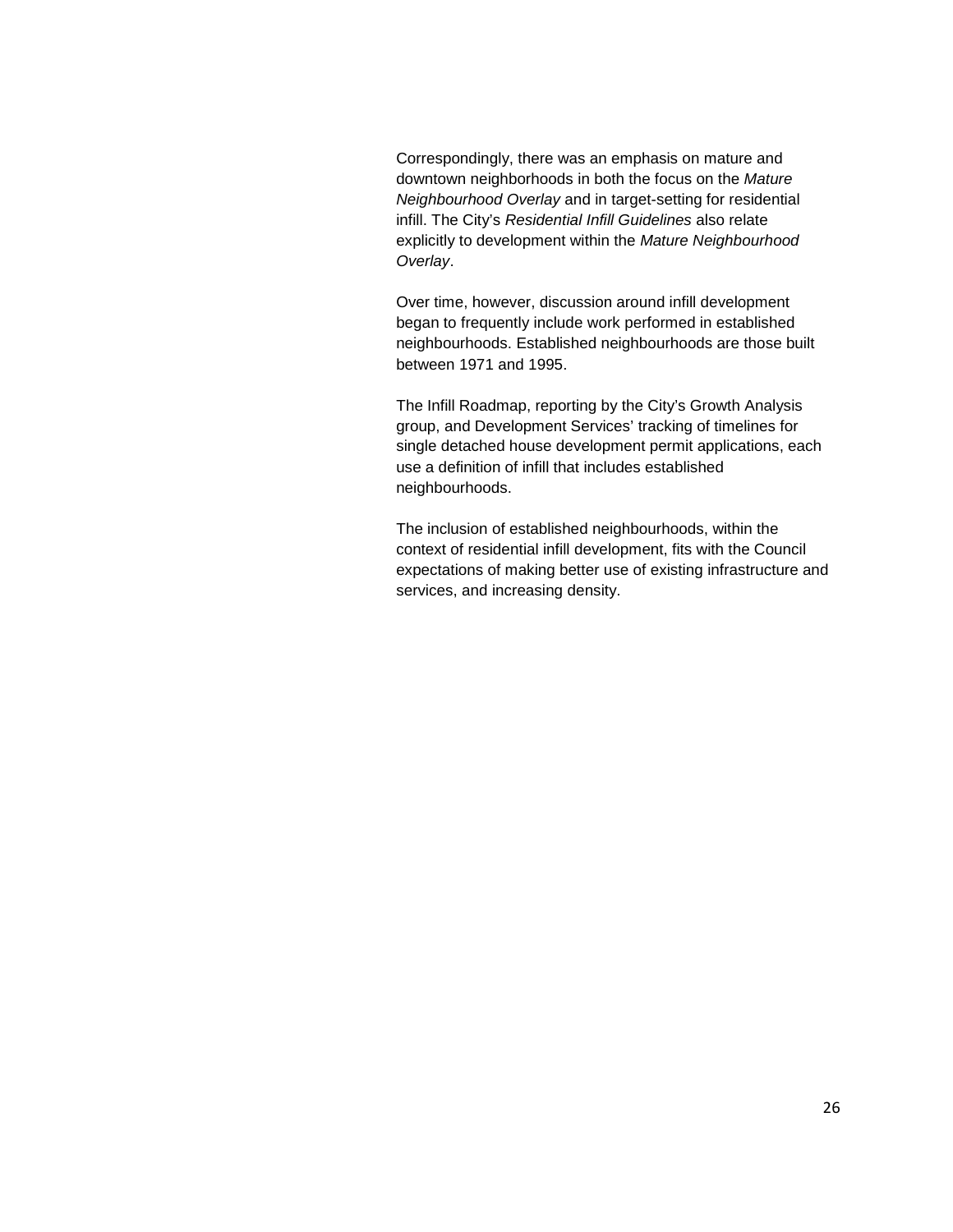Correspondingly, there was an emphasis on mature and downtown neighborhoods in both the focus on the *Mature Neighbourhood Overlay* and in target-setting for residential infill. The City's *Residential Infill Guidelines* also relate explicitly to development within the *Mature Neighbourhood Overlay*.

Over time, however, discussion around infill development began to frequently include work performed in established neighbourhoods. Established neighbourhoods are those built between 1971 and 1995.

The Infill Roadmap, reporting by the City's Growth Analysis group, and Development Services' tracking of timelines for single detached house development permit applications, each use a definition of infill that includes established neighbourhoods.

The inclusion of established neighbourhoods, within the context of residential infill development, fits with the Council expectations of making better use of existing infrastructure and services, and increasing density.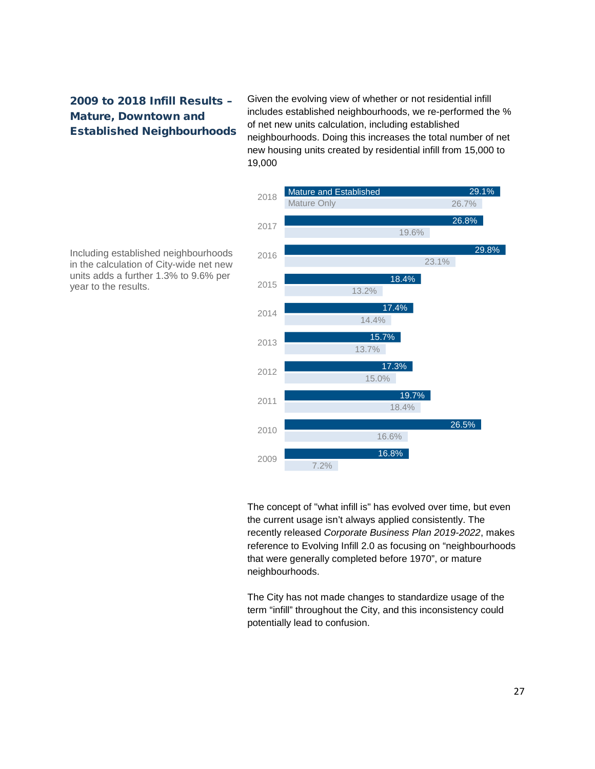## 2009 to 2018 Infill Results – Mature, Downtown and Established Neighbourhoods

Given the evolving view of whether or not residential infill includes established neighbourhoods, we re-performed the % of net new units calculation, including established neighbourhoods. Doing this increases the total number of net new housing units created by residential infill from 15,000 to 19,000

Including established neighbourhoods in the calculation of City-wide net new units adds a further 1.3% to 9.6% per year to the results.

| Year | Mature and Established | Mature Only |
| --- | --- | --- |
| 2018 | 29.1% | 26.7% |
| 2017 | 26.8% | 19.6% |
| 2016 | 29.8% | 23.1% |
| 2015 | 18.4% | 13.2% |
| 2014 | 17.4% | 14.4% |
| 2013 | 15.7% | 13.7% |
| 2012 | 17.3% | 15.0% |
| 2011 | 19.7% | 18.4% |
| 2010 | 26.5% | 16.6% |
| 2009 | 16.8% | 7.2% |

The concept of "what infill is" has evolved over time, but even the current usage isn't always applied consistently. The recently released *Corporate Business Plan 2019-2022*, makes reference to Evolving Infill 2.0 as focusing on "neighbourhoods that were generally completed before 1970", or mature neighbourhoods.

The City has not made changes to standardize usage of the term "infill" throughout the City, and this inconsistency could potentially lead to confusion.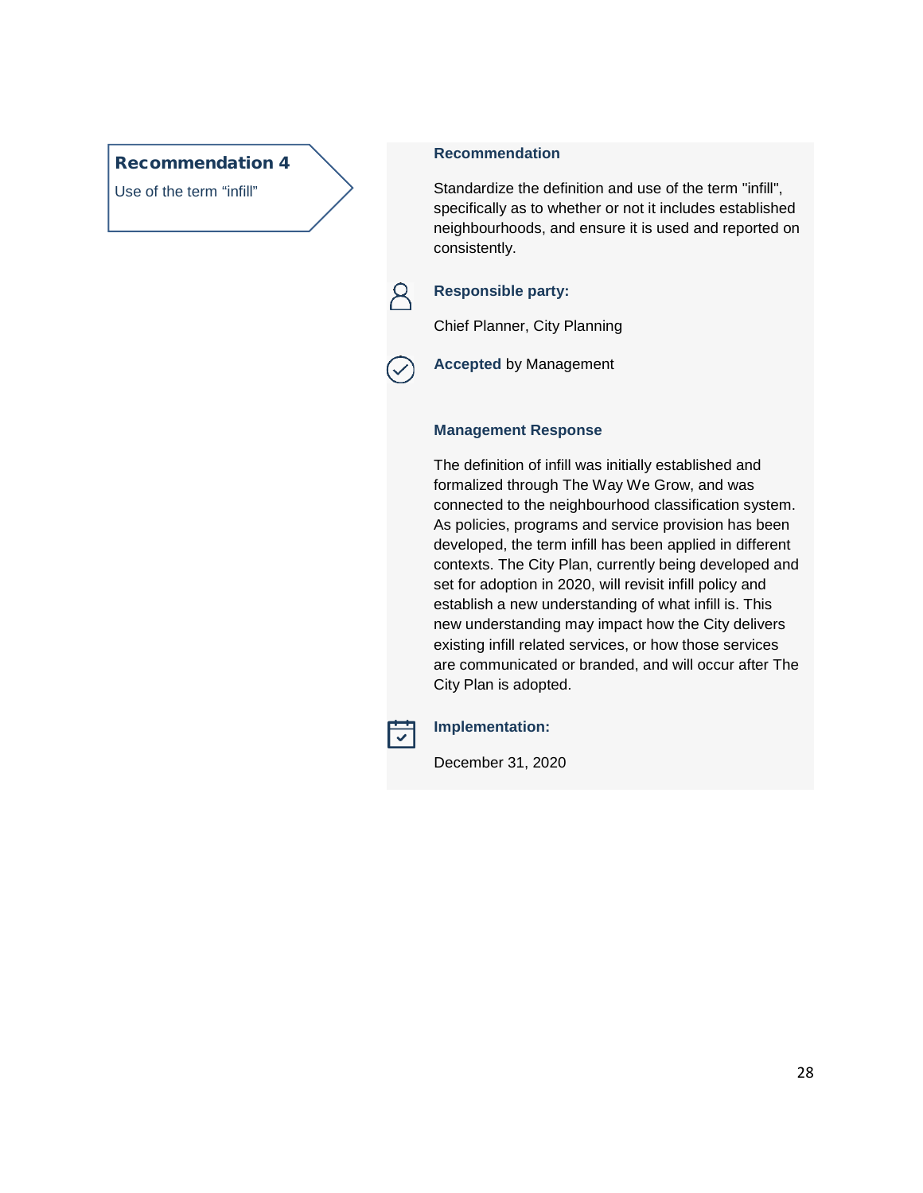## Recommendation 4

Use of the term “infill”

### Recommendation

Standardize the definition and use of the term "infill", specifically as to whether or not it includes established neighbourhoods, and ensure it is used and reported on consistently.

**Responsible party:**

Chief Planner, City Planning

**Accepted** by Management

### Management Response

The definition of infill was initially established and formalized through The Way We Grow, and was connected to the neighbourhood classification system. As policies, programs and service provision has been developed, the term infill has been applied in different contexts. The City Plan, currently being developed and set for adoption in 2020, will revisit infill policy and establish a new understanding of what infill is. This new understanding may impact how the City delivers existing infill related services, or how those services are communicated or branded, and will occur after The City Plan is adopted.

**Implementation:**

December 31, 2020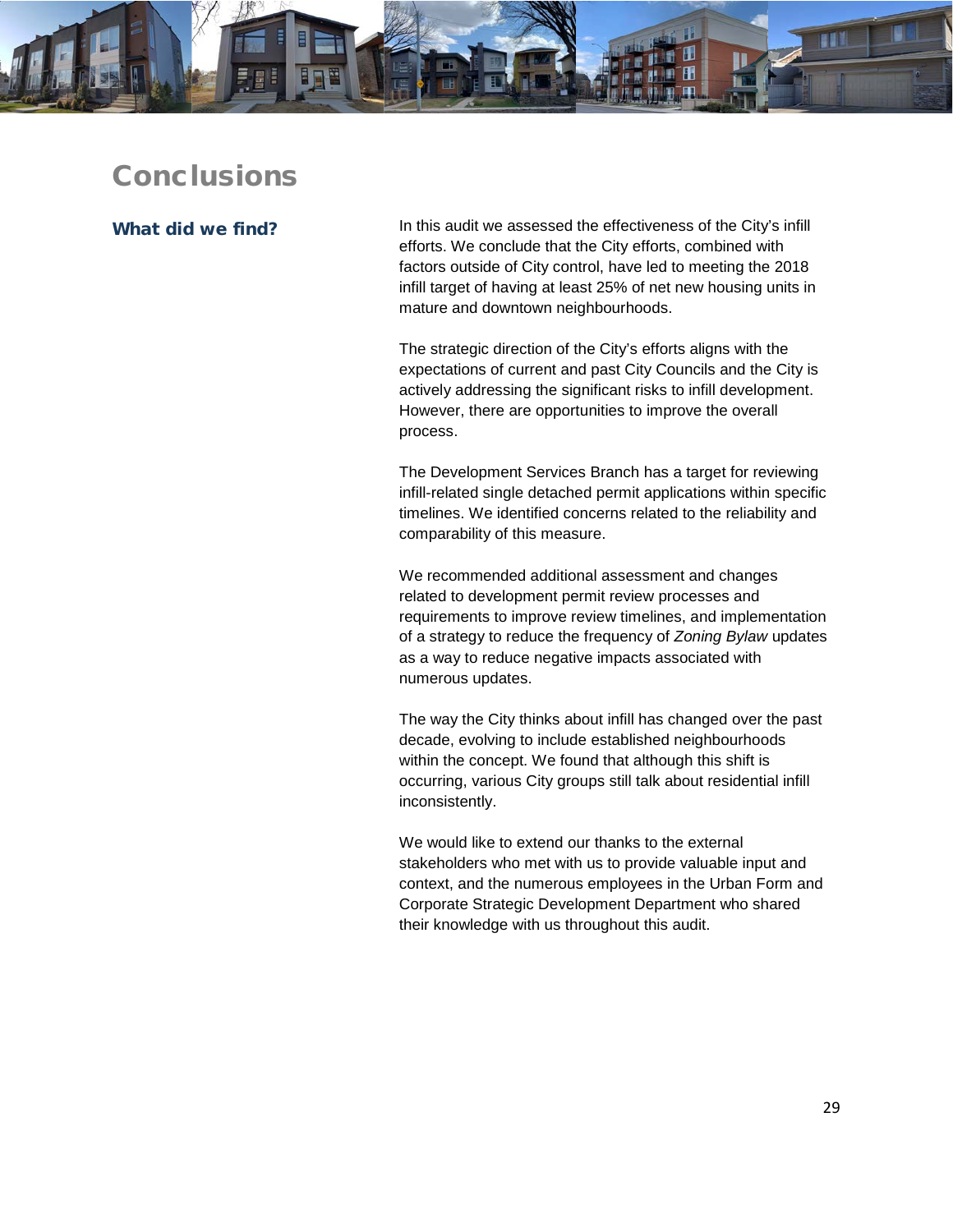# Conclusions

### What did we find?

In this audit we assessed the effectiveness of the City's infill efforts. We conclude that the City efforts, combined with factors outside of City control, have led to meeting the 2018 infill target of having at least 25% of net new housing units in mature and downtown neighbourhoods.

The strategic direction of the City's efforts aligns with the expectations of current and past City Councils and the City is actively addressing the significant risks to infill development. However, there are opportunities to improve the overall process.

The Development Services Branch has a target for reviewing infill-related single detached permit applications within specific timelines. We identified concerns related to the reliability and comparability of this measure.

We recommended additional assessment and changes related to development permit review processes and requirements to improve review timelines, and implementation of a strategy to reduce the frequency of *Zoning Bylaw* updates as a way to reduce negative impacts associated with numerous updates.

The way the City thinks about infill has changed over the past decade, evolving to include established neighbourhoods within the concept. We found that although this shift is occurring, various City groups still talk about residential infill inconsistently.

We would like to extend our thanks to the external stakeholders who met with us to provide valuable input and context, and the numerous employees in the Urban Form and Corporate Strategic Development Department who shared their knowledge with us throughout this audit.